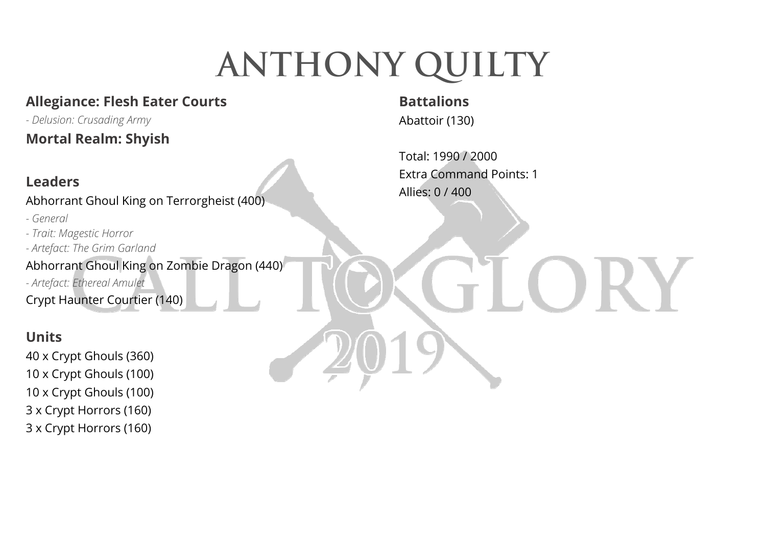# ANTHONY QUILTY

**Allegiance: Flesh Eater Courts**

*- Delusion: Crusading Army*

**Mortal Realm: Shyish**

## Leaders

Abhorrant Ghoul King on Terrorgheist (400)

*- General*

*- Trait: Magestic Horror*

*- Artefact: The Grim Garland*

Abhorrant Ghoul King on Zombie Dragon (440)

*- Artefact: Ethereal Amulet*

Crypt Haunter Courtier (140)

## Units

40 x Crypt Ghouls (360)

10 x Crypt Ghouls (100)

10 x Crypt Ghouls (100)

3 x Crypt Horrors (160)

3 x Crypt Horrors (160)

## Battalions

Abattoir (130)

Total: 1990 / 2000

Extra Command Points: 1

Allies: 0 / 400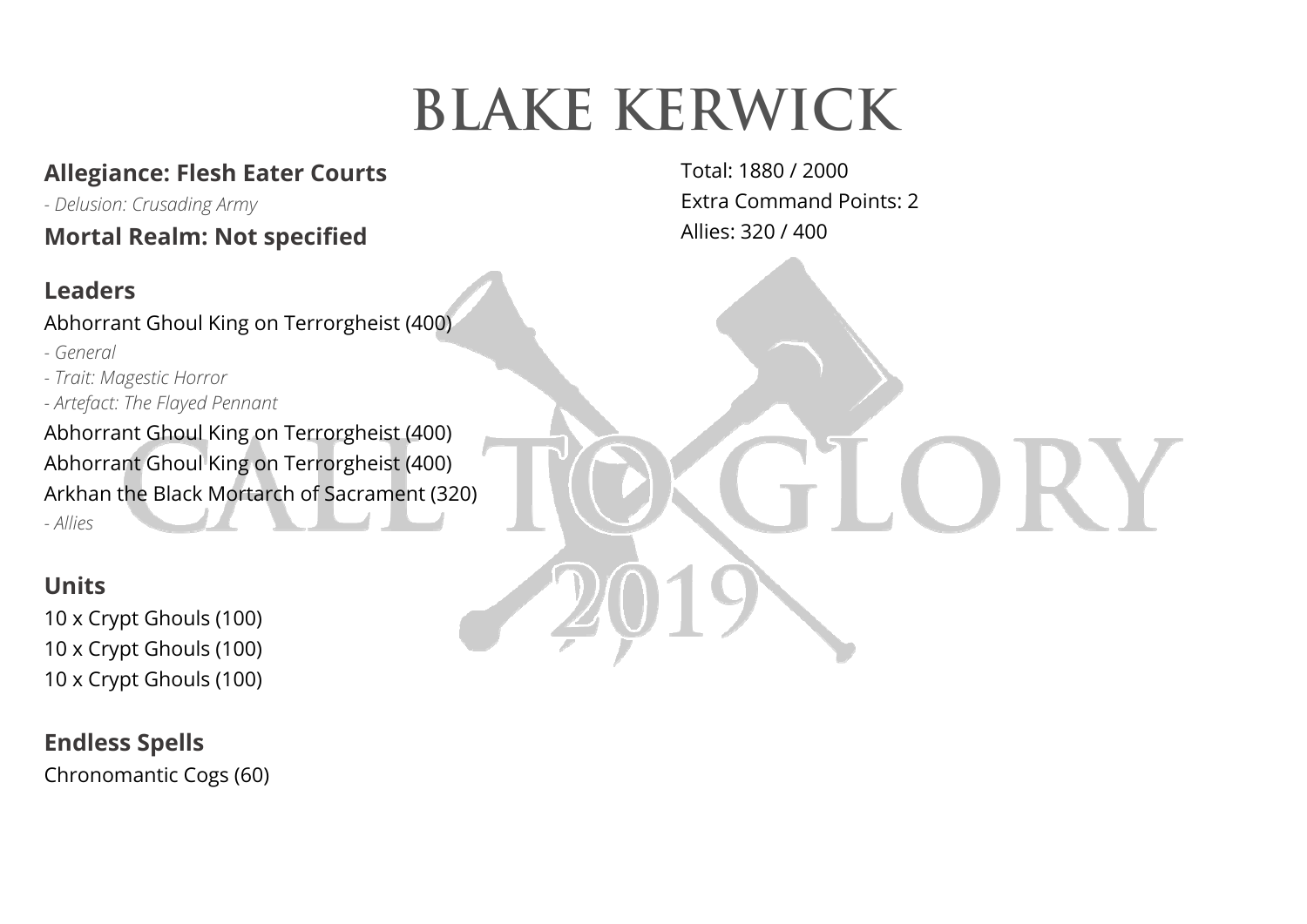# BLAKE KERWICK

**Allegiance: Flesh Eater Courts**

*- Delusion: Crusading Army*

**Mortal Realm: Not specified**

Total: 1880 / 2000
Extra Command Points: 2
Allies: 320 / 400

## Leaders

Abhorrant Ghoul King on Terrorgheist (400)

*- General*
*- Trait: Magestic Horror*
*- Artefact: The Flayed Pennant*

Abhorrant Ghoul King on Terrorgheist (400)

Abhorrant Ghoul King on Terrorgheist (400)

Arkhan the Black Mortarch of Sacrament (320)

*- Allies*

## Units

10 x Crypt Ghouls (100)

10 x Crypt Ghouls (100)

10 x Crypt Ghouls (100)

## Endless Spells

Chronomantic Cogs (60)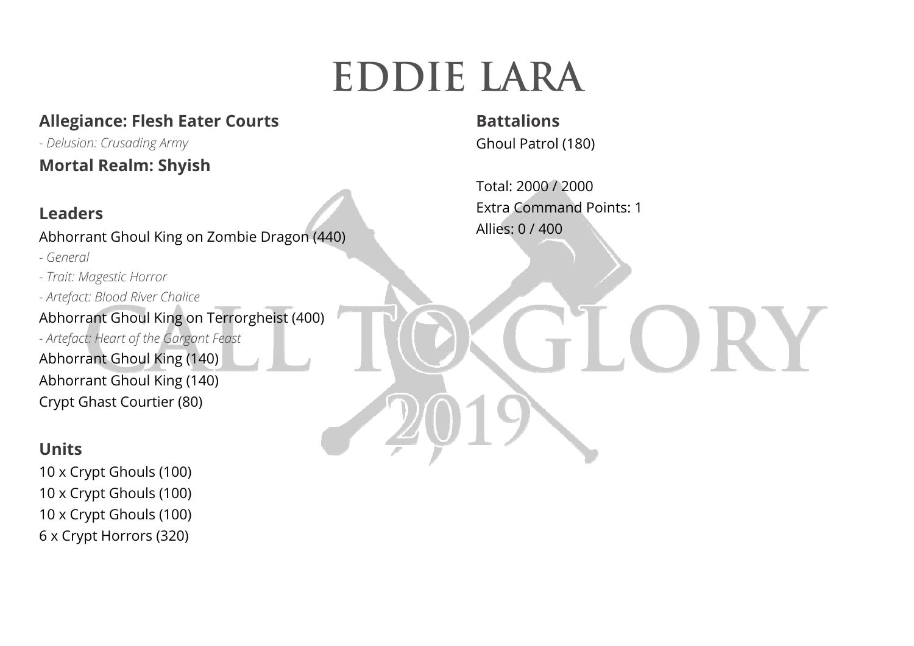# EDDIE LARA

**Allegiance: Flesh Eater Courts**

*- Delusion: Crusading Army*

**Mortal Realm: Shyish**

## Leaders

Abhorrant Ghoul King on Zombie Dragon (440)

*- General*

*- Trait: Magestic Horror*

*- Artefact: Blood River Chalice*

Abhorrant Ghoul King on Terrorgheist (400)

*- Artefact: Heart of the Gargant Feast*

Abhorrant Ghoul King (140)

Abhorrant Ghoul King (140)

Crypt Ghast Courtier (80)

## Units

10 x Crypt Ghouls (100)

10 x Crypt Ghouls (100)

10 x Crypt Ghouls (100)

6 x Crypt Horrors (320)

## Battalions

Ghoul Patrol (180)

Total: 2000 / 2000

Extra Command Points: 1

Allies: 0 / 400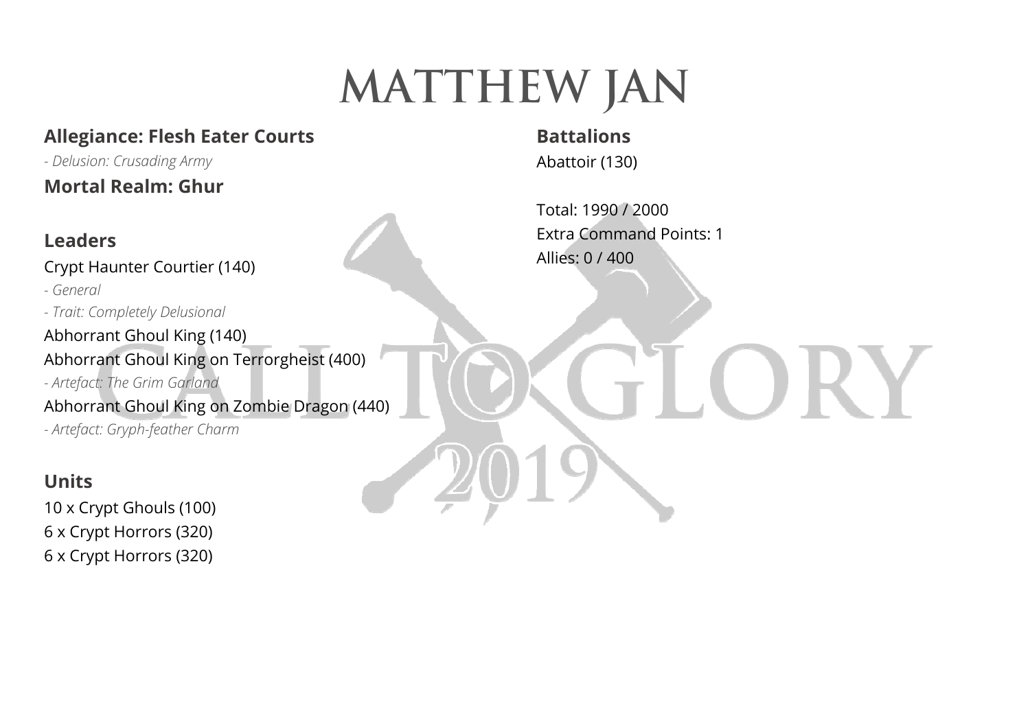# MATTHEW JAN

**Allegiance: Flesh Eater Courts**

*- Delusion: Crusading Army*

**Mortal Realm: Ghur**

## Leaders

Crypt Haunter Courtier (140)

*- General*

*- Trait: Completely Delusional*

Abhorrant Ghoul King (140)

Abhorrant Ghoul King on Terrorgheist (400)

*- Artefact: The Grim Garland*

Abhorrant Ghoul King on Zombie Dragon (440)

*- Artefact: Gryph-feather Charm*

## Units

10 x Crypt Ghouls (100)

6 x Crypt Horrors (320)

6 x Crypt Horrors (320)

## Battalions

Abattoir (130)

Total: 1990 / 2000

Extra Command Points: 1

Allies: 0 / 400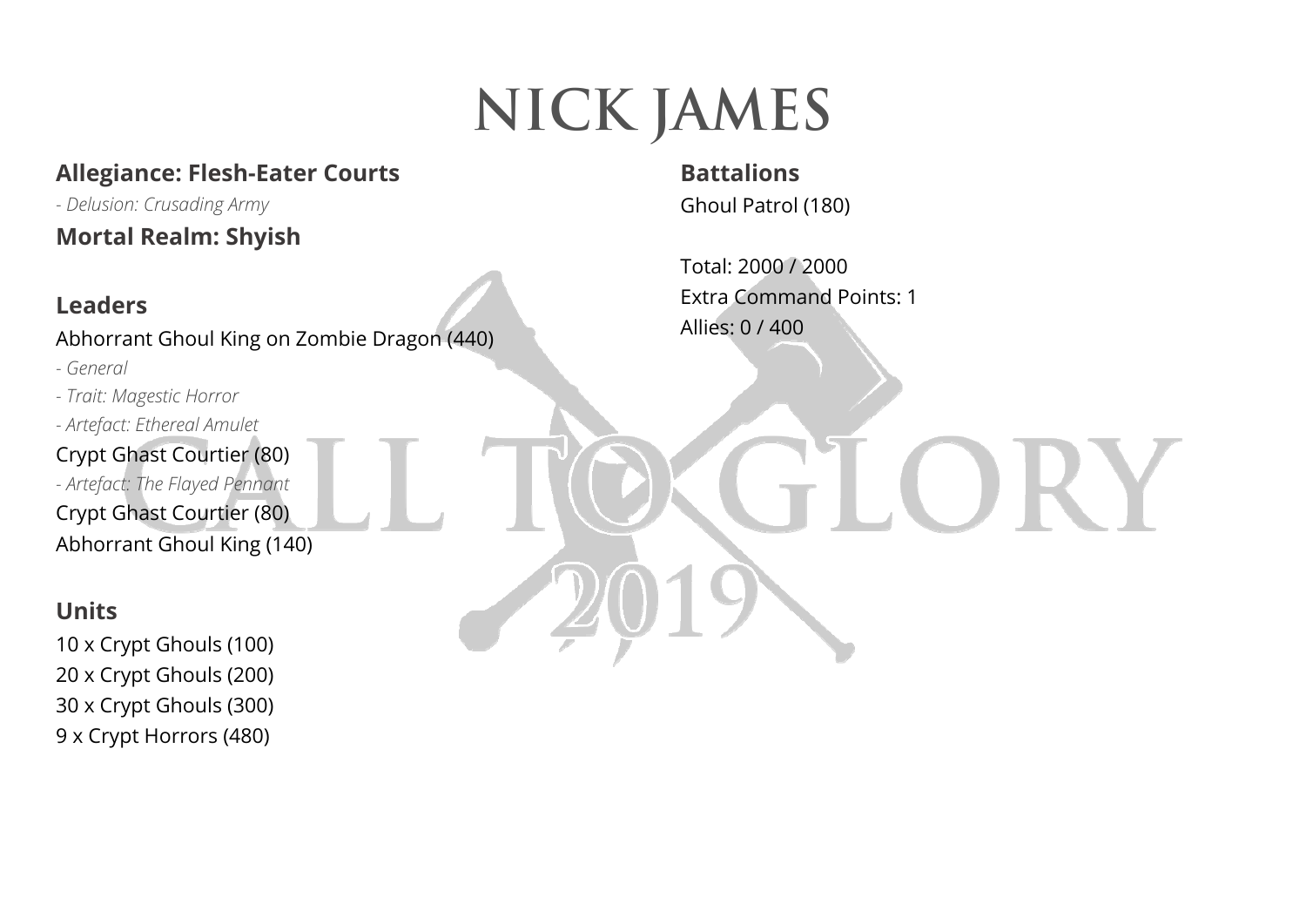# NICK JAMES

**Allegiance: Flesh-Eater Courts**

*- Delusion: Crusading Army*

**Mortal Realm: Shyish**

## Leaders

Abhorrant Ghoul King on Zombie Dragon (440)

*- General*

*- Trait: Magestic Horror*

*- Artefact: Ethereal Amulet*

Crypt Ghast Courtier (80)

*- Artefact: The Flayed Pennant*

Crypt Ghast Courtier (80)

Abhorrant Ghoul King (140)

## Units

10 x Crypt Ghouls (100)

20 x Crypt Ghouls (200)

30 x Crypt Ghouls (300)

9 x Crypt Horrors (480)

## Battalions

Ghoul Patrol (180)

Total: 2000 / 2000

Extra Command Points: 1

Allies: 0 / 400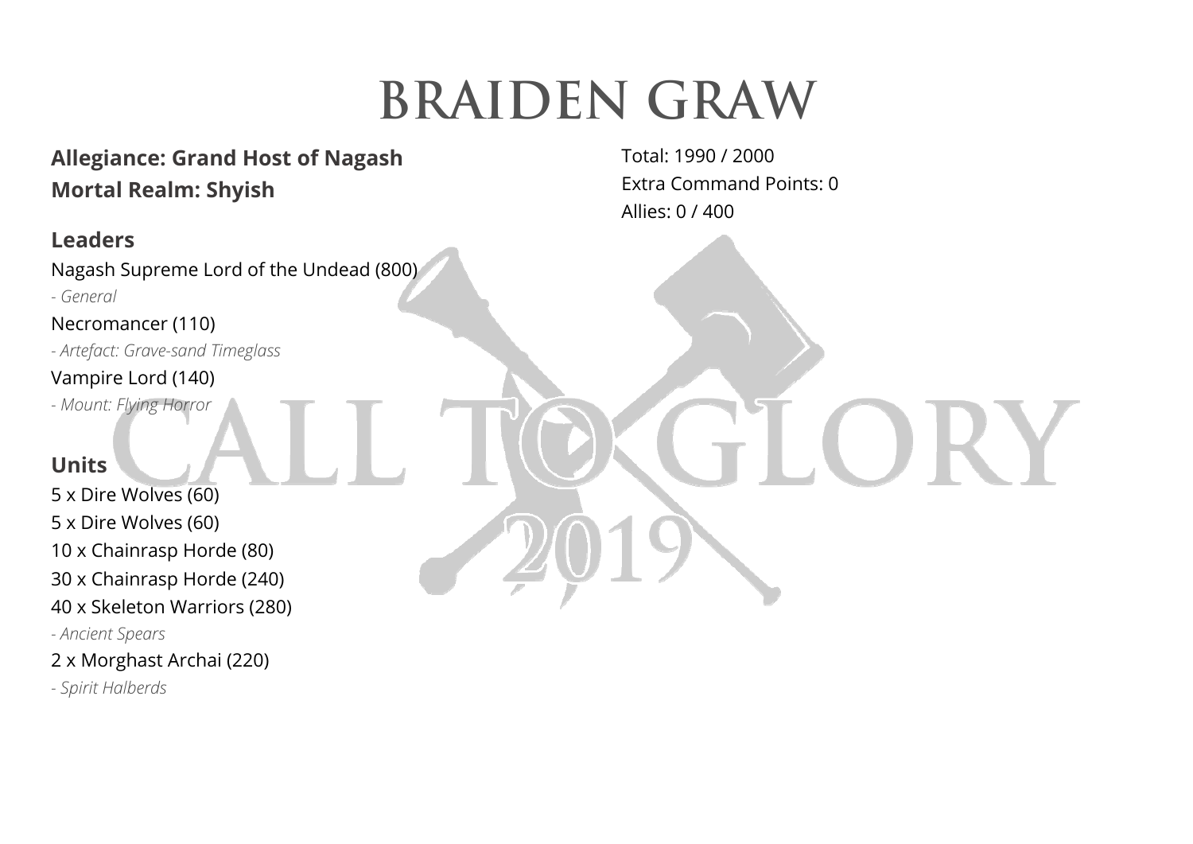# BRAIDEN GRAW

**Allegiance: Grand Host of Nagash**
**Mortal Realm: Shyish**

Total: 1990 / 2000
Extra Command Points: 0
Allies: 0 / 400

## Leaders

Nagash Supreme Lord of the Undead (800)
*- General*

Necromancer (110)
*- Artefact: Grave-sand Timeglass*

Vampire Lord (140)
*- Mount: Flying Horror*

## Units

5 x Dire Wolves (60)

5 x Dire Wolves (60)

10 x Chainrasp Horde (80)

30 x Chainrasp Horde (240)

40 x Skeleton Warriors (280)
*- Ancient Spears*

2 x Morghast Archai (220)
*- Spirit Halberds*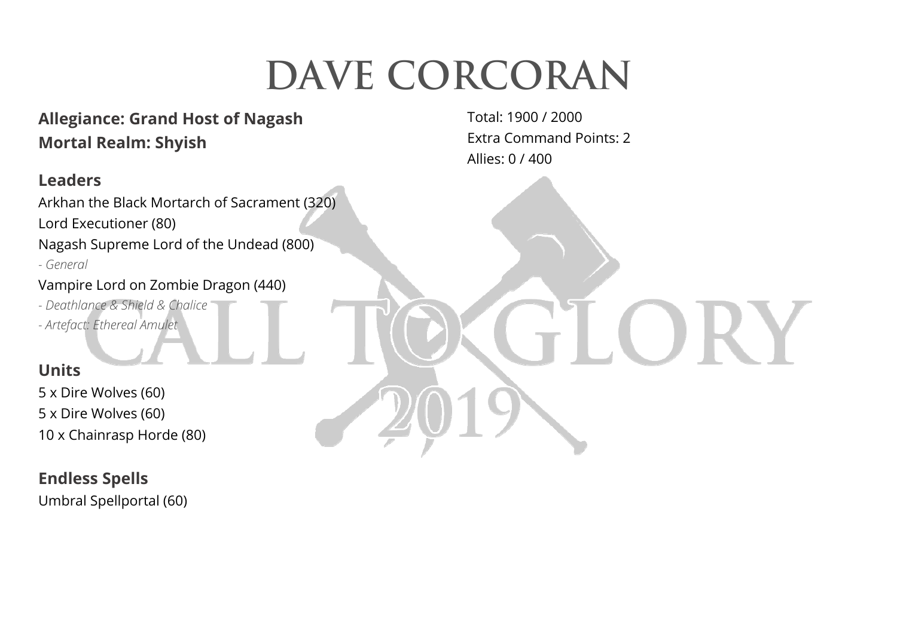# DAVE CORCORAN

**Allegiance: Grand Host of Nagash**
**Mortal Realm: Shyish**

Total: 1900 / 2000
Extra Command Points: 2
Allies: 0 / 400

## Leaders

Arkhan the Black Mortarch of Sacrament (320)
Lord Executioner (80)
Nagash Supreme Lord of the Undead (800)
*- General*
Vampire Lord on Zombie Dragon (440)
*- Deathlance & Shield & Chalice*
*- Artefact: Ethereal Amulet*

## Units

5 x Dire Wolves (60)
5 x Dire Wolves (60)
10 x Chainrasp Horde (80)

## Endless Spells

Umbral Spellportal (60)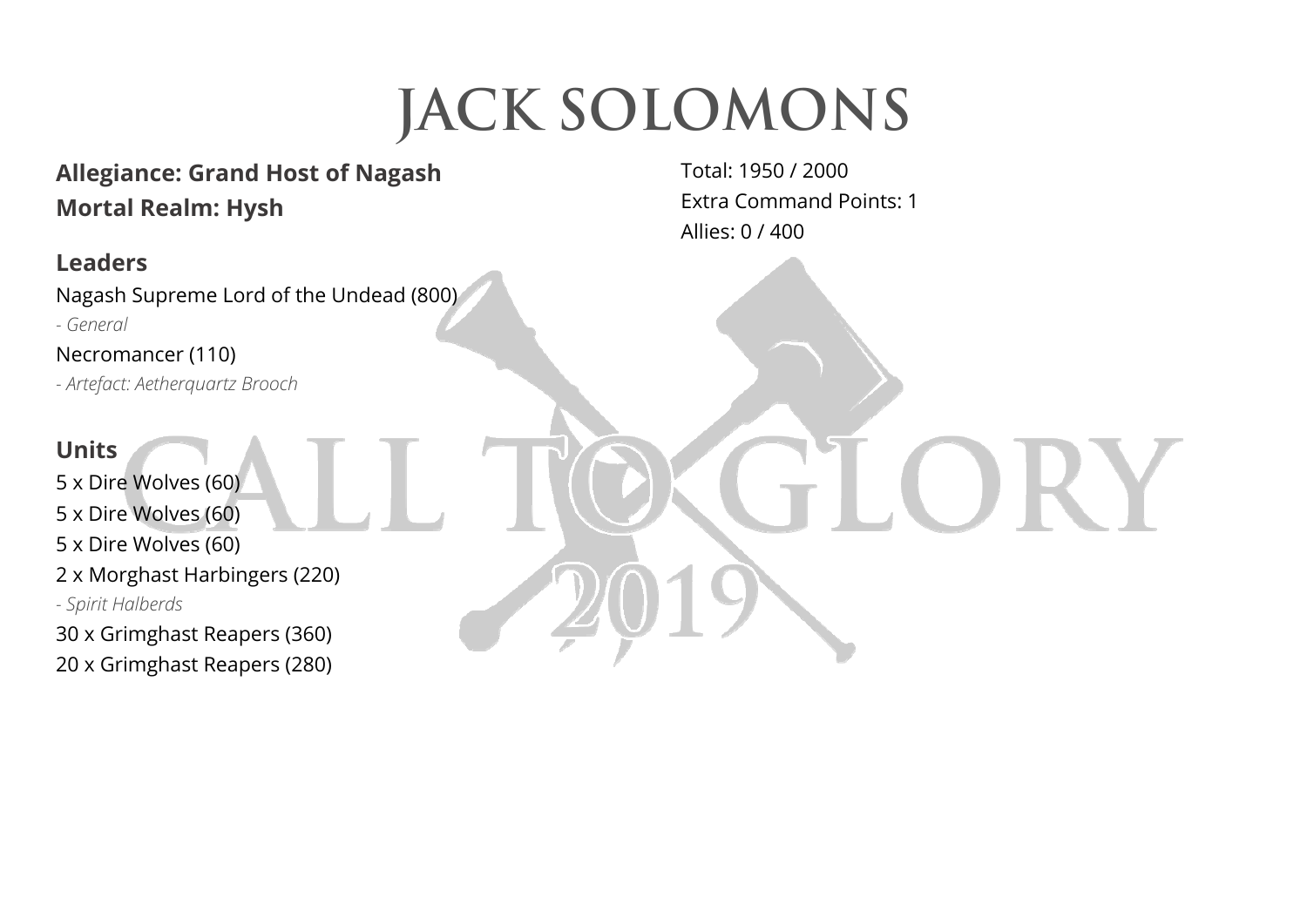# JACK SOLOMONS

**Allegiance: Grand Host of Nagash**
**Mortal Realm: Hysh**

Total: 1950 / 2000
Extra Command Points: 1
Allies: 0 / 400

## Leaders

Nagash Supreme Lord of the Undead (800)
*- General*

Necromancer (110)
*- Artefact: Aetherquartz Brooch*

## Units

5 x Dire Wolves (60)
5 x Dire Wolves (60)
5 x Dire Wolves (60)
2 x Morghast Harbingers (220)
*- Spirit Halberds*
30 x Grimghast Reapers (360)
20 x Grimghast Reapers (280)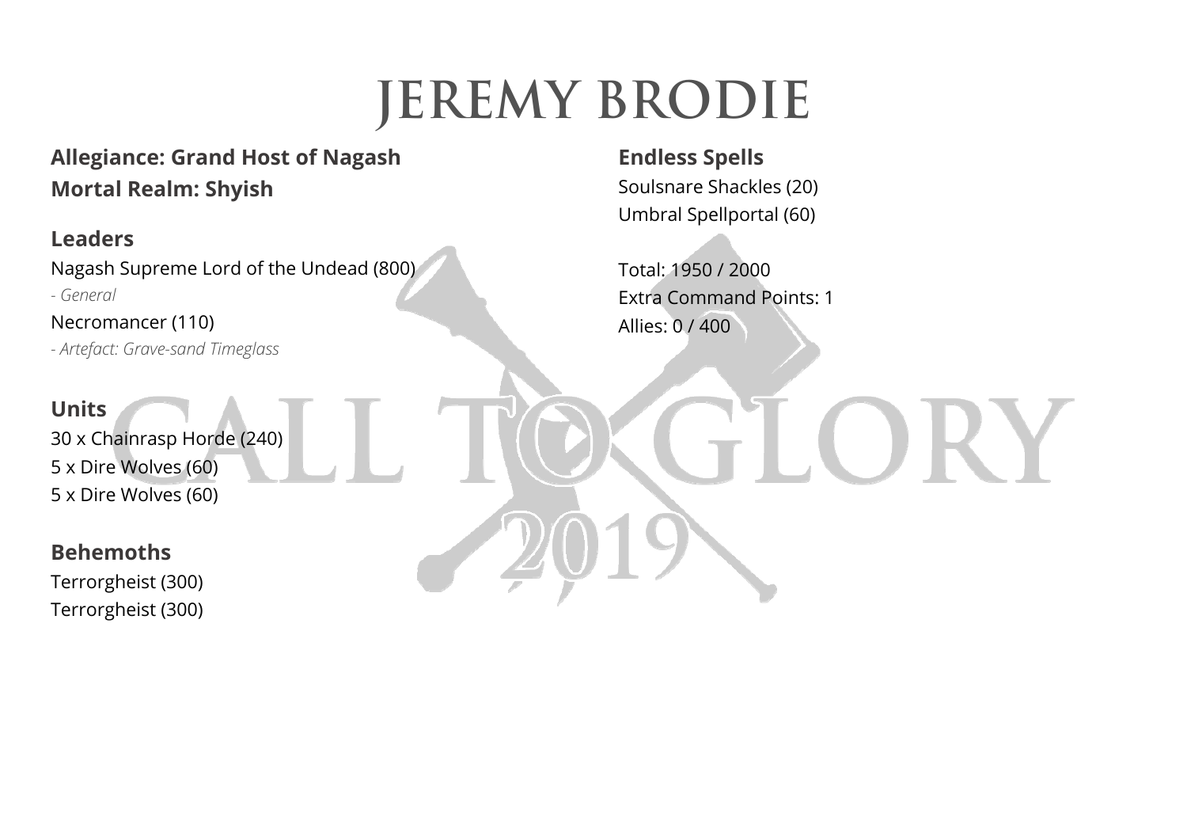# JEREMY BRODIE

**Allegiance: Grand Host of Nagash**
**Mortal Realm: Shyish**

### Leaders

Nagash Supreme Lord of the Undead (800)
*- General*
Necromancer (110)
*- Artefact: Grave-sand Timeglass*

### Units

30 x Chainrasp Horde (240)
5 x Dire Wolves (60)
5 x Dire Wolves (60)

### Behemoths

Terrorgheist (300)
Terrorgheist (300)

### Endless Spells

Soulsnare Shackles (20)
Umbral Spellportal (60)

Total: 1950 / 2000
Extra Command Points: 1
Allies: 0 / 400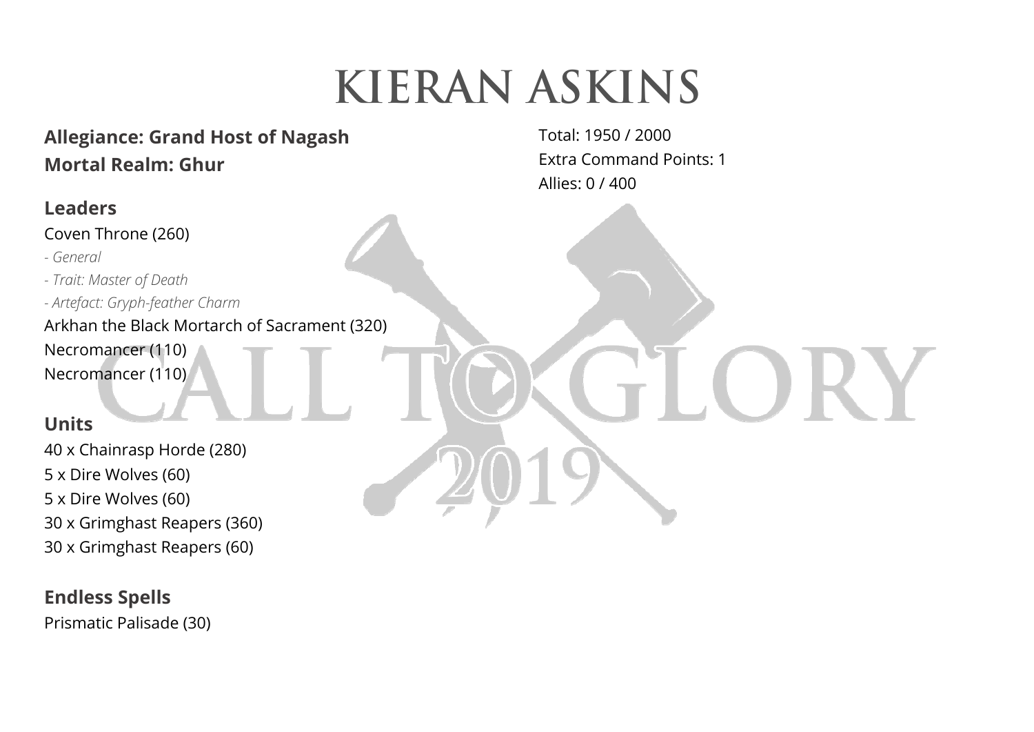# KIERAN ASKINS

**Allegiance: Grand Host of Nagash**
**Mortal Realm: Ghur**

Total: 1950 / 2000
Extra Command Points: 1
Allies: 0 / 400

## Leaders

Coven Throne (260)
- *General*
- *Trait: Master of Death*
- *Artefact: Gryph-feather Charm*

Arkhan the Black Mortarch of Sacrament (320)
Necromancer (110)
Necromancer (110)

## Units

40 x Chainrasp Horde (280)
5 x Dire Wolves (60)
5 x Dire Wolves (60)
30 x Grimghast Reapers (360)
30 x Grimghast Reapers (60)

## Endless Spells

Prismatic Palisade (30)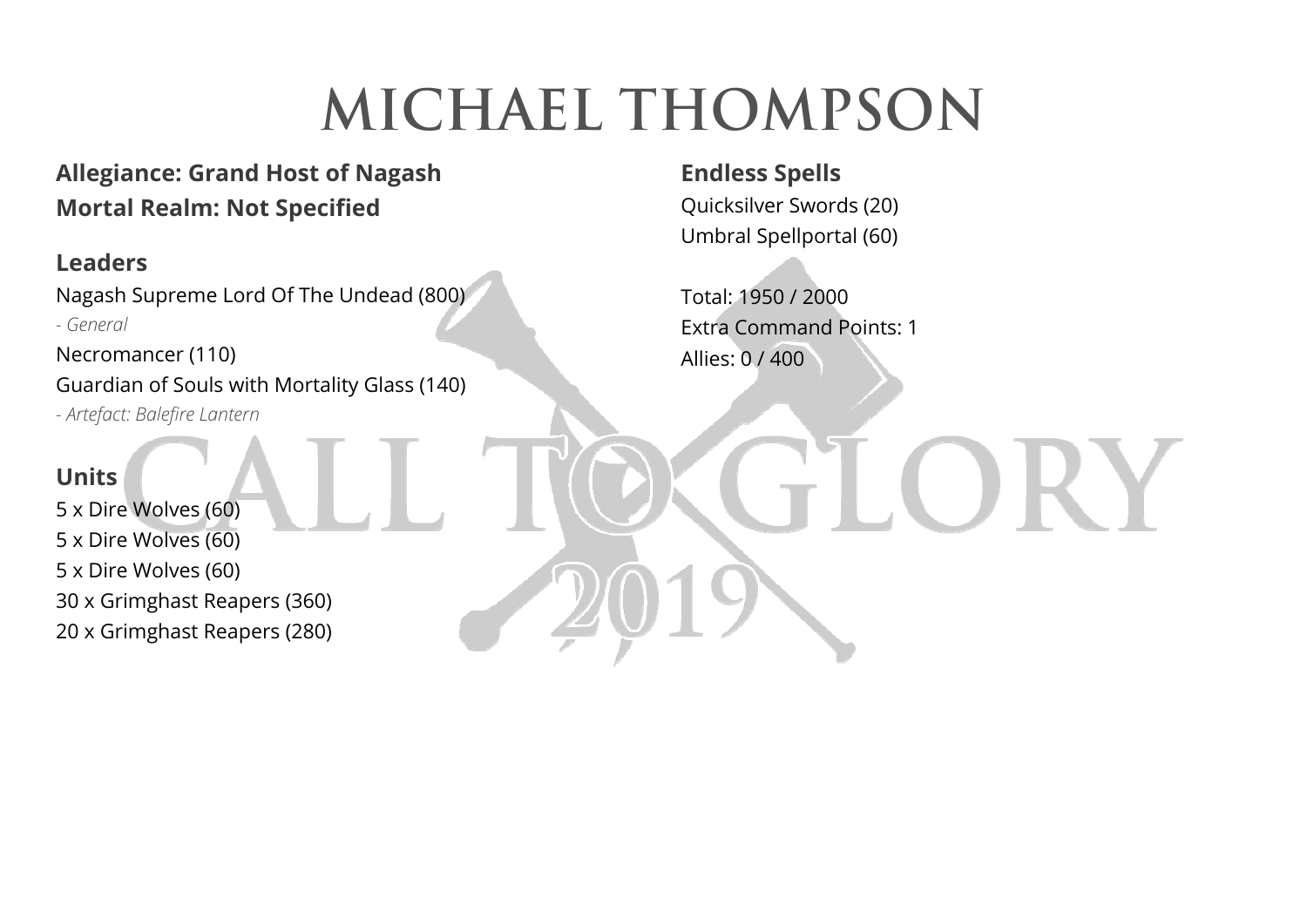# MICHAEL THOMPSON

**Allegiance: Grand Host of Nagash**
**Mortal Realm: Not Specified**

## Leaders

Nagash Supreme Lord Of The Undead (800)
*- General*
Necromancer (110)
Guardian of Souls with Mortality Glass (140)
*- Artefact: Balefire Lantern*

## Units

5 x Dire Wolves (60)
5 x Dire Wolves (60)
5 x Dire Wolves (60)
30 x Grimghast Reapers (360)
20 x Grimghast Reapers (280)

## Endless Spells

Quicksilver Swords (20)
Umbral Spellportal (60)

Total: 1950 / 2000
Extra Command Points: 1
Allies: 0 / 400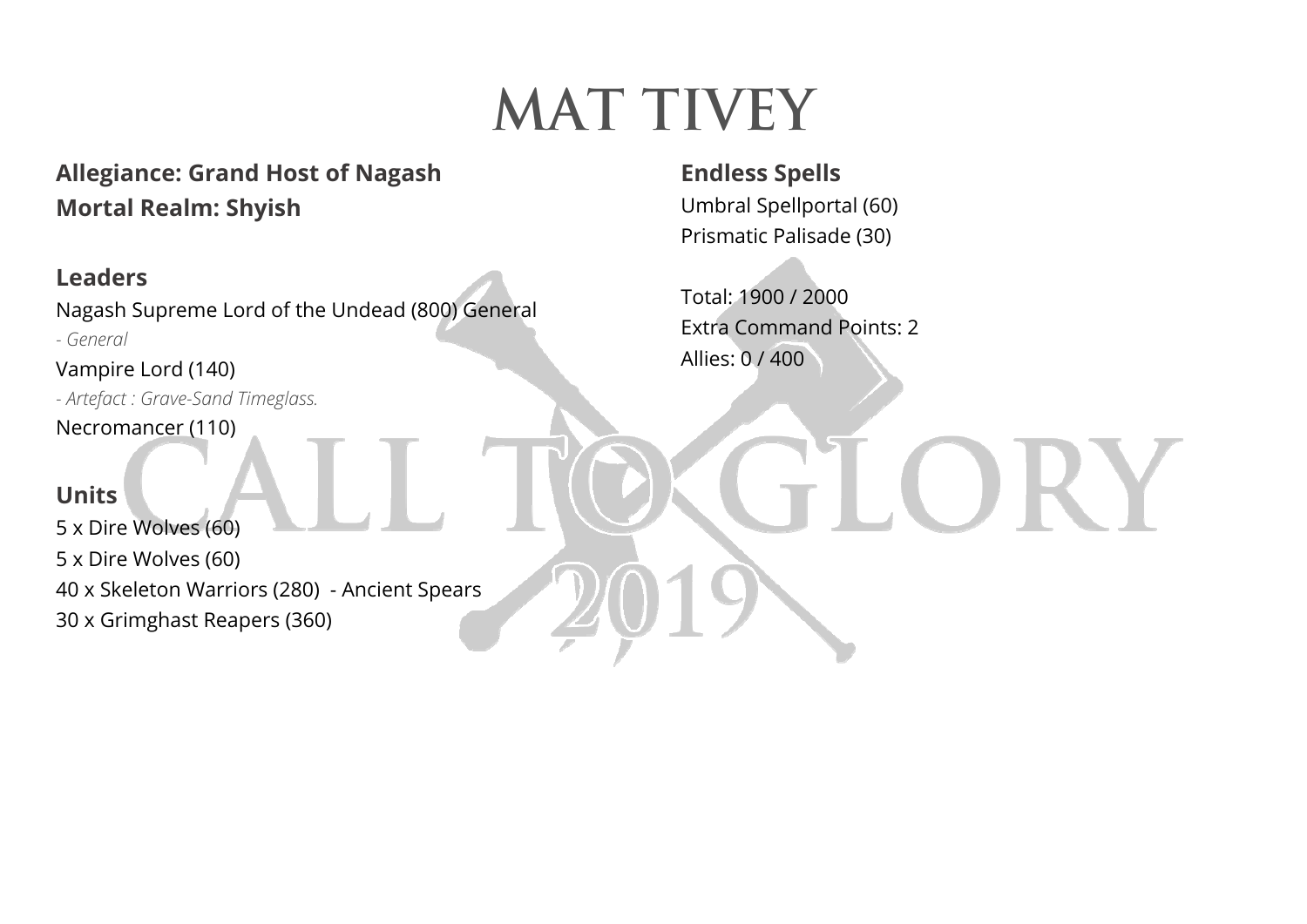# MAT TIVEY

**Allegiance: Grand Host of Nagash**
**Mortal Realm: Shyish**

### Leaders

Nagash Supreme Lord of the Undead (800) General
*- General*
Vampire Lord (140)
*- Artefact : Grave-Sand Timeglass.*
Necromancer (110)

### Units

5 x Dire Wolves (60)
5 x Dire Wolves (60)
40 x Skeleton Warriors (280) - Ancient Spears
30 x Grimghast Reapers (360)

### Endless Spells

Umbral Spellportal (60)
Prismatic Palisade (30)

Total: 1900 / 2000
Extra Command Points: 2
Allies: 0 / 400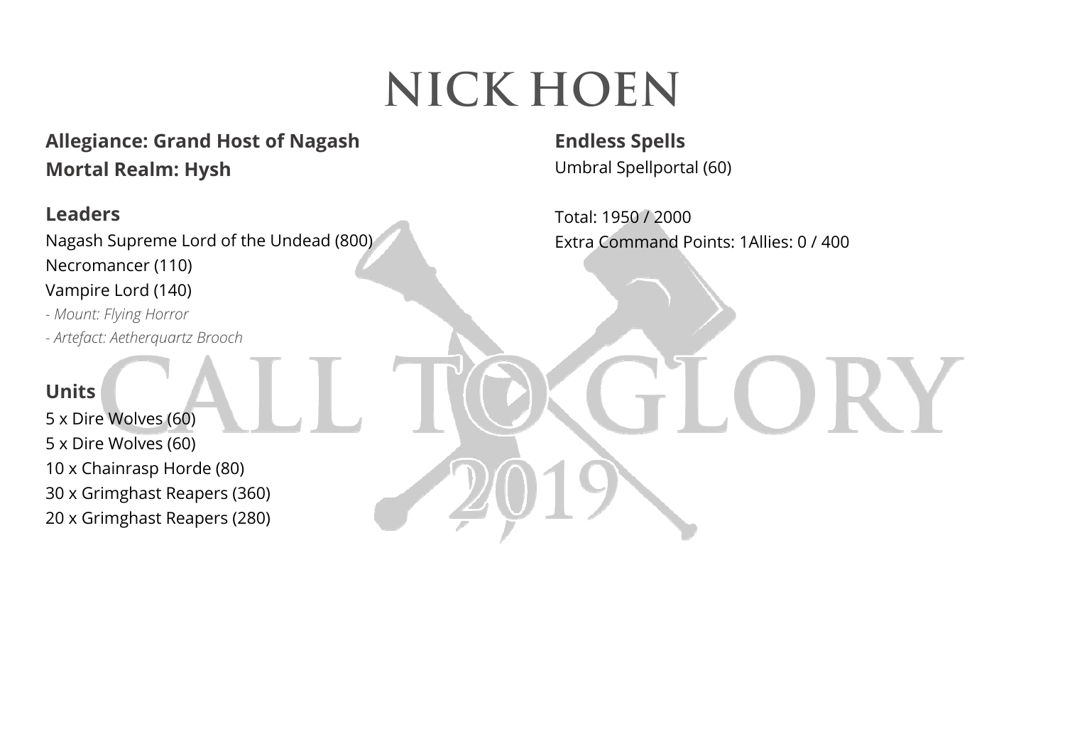# NICK HOEN

**Allegiance: Grand Host of Nagash**
**Mortal Realm: Hysh**

## Leaders

Nagash Supreme Lord of the Undead (800)
Necromancer (110)
Vampire Lord (140)
*- Mount: Flying Horror*
*- Artefact: Aetherquartz Brooch*

## Units

5 x Dire Wolves (60)
5 x Dire Wolves (60)
10 x Chainrasp Horde (80)
30 x Grimghast Reapers (360)
20 x Grimghast Reapers (280)

## Endless Spells

Umbral Spellportal (60)

Total: 1950 / 2000
Extra Command Points: 1Allies: 0 / 400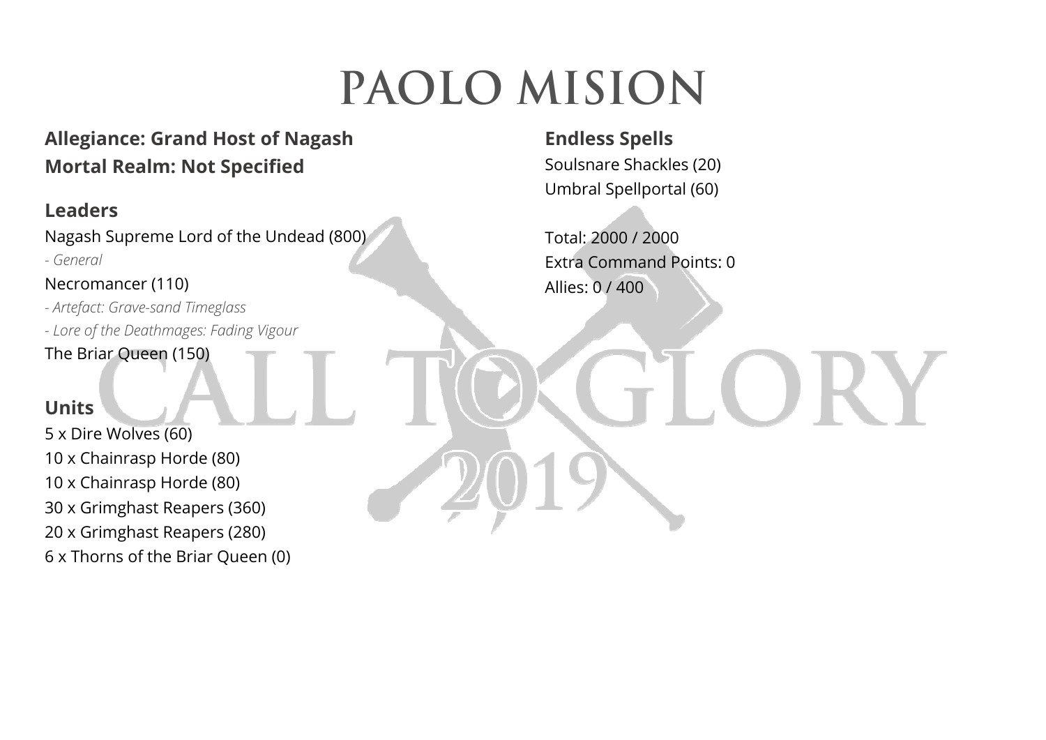# PAOLO MISION

**Allegiance: Grand Host of Nagash**
**Mortal Realm: Not Specified**

## Leaders

Nagash Supreme Lord of the Undead (800)
*- General*
Necromancer (110)
*- Artefact: Grave-sand Timeglass*
*- Lore of the Deathmages: Fading Vigour*
The Briar Queen (150)

## Units

5 x Dire Wolves (60)
10 x Chainrasp Horde (80)
10 x Chainrasp Horde (80)
30 x Grimghast Reapers (360)
20 x Grimghast Reapers (280)
6 x Thorns of the Briar Queen (0)

## Endless Spells

Soulsnare Shackles (20)
Umbral Spellportal (60)

Total: 2000 / 2000
Extra Command Points: 0
Allies: 0 / 400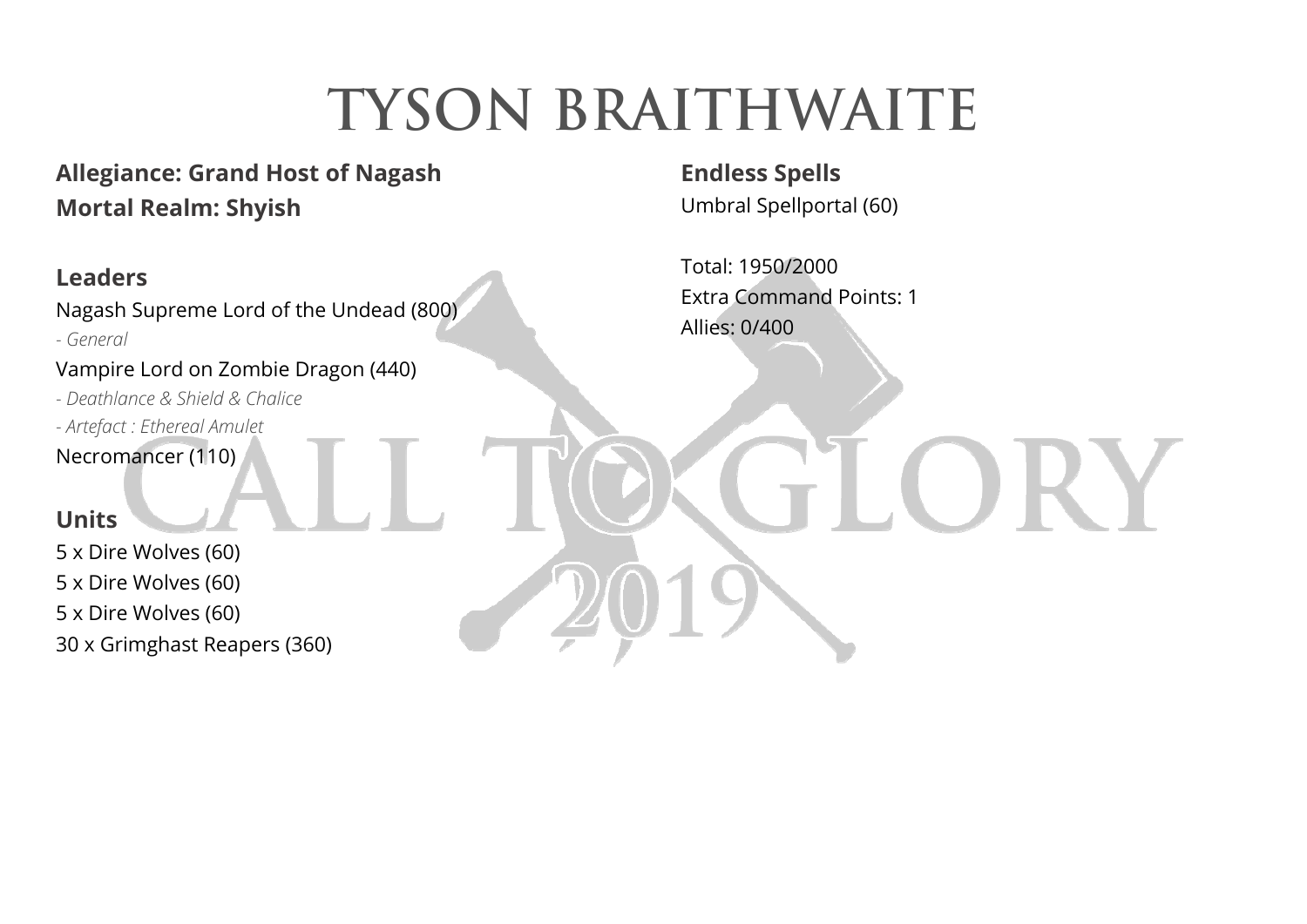# TYSON BRAITHWAITE

**Allegiance: Grand Host of Nagash**
**Mortal Realm: Shyish**

## Leaders

Nagash Supreme Lord of the Undead (800)
*- General*
Vampire Lord on Zombie Dragon (440)
*- Deathlance & Shield & Chalice*
*- Artefact : Ethereal Amulet*
Necromancer (110)

## Units

5 x Dire Wolves (60)
5 x Dire Wolves (60)
5 x Dire Wolves (60)
30 x Grimghast Reapers (360)

## Endless Spells

Umbral Spellportal (60)

Total: 1950/2000
Extra Command Points: 1
Allies: 0/400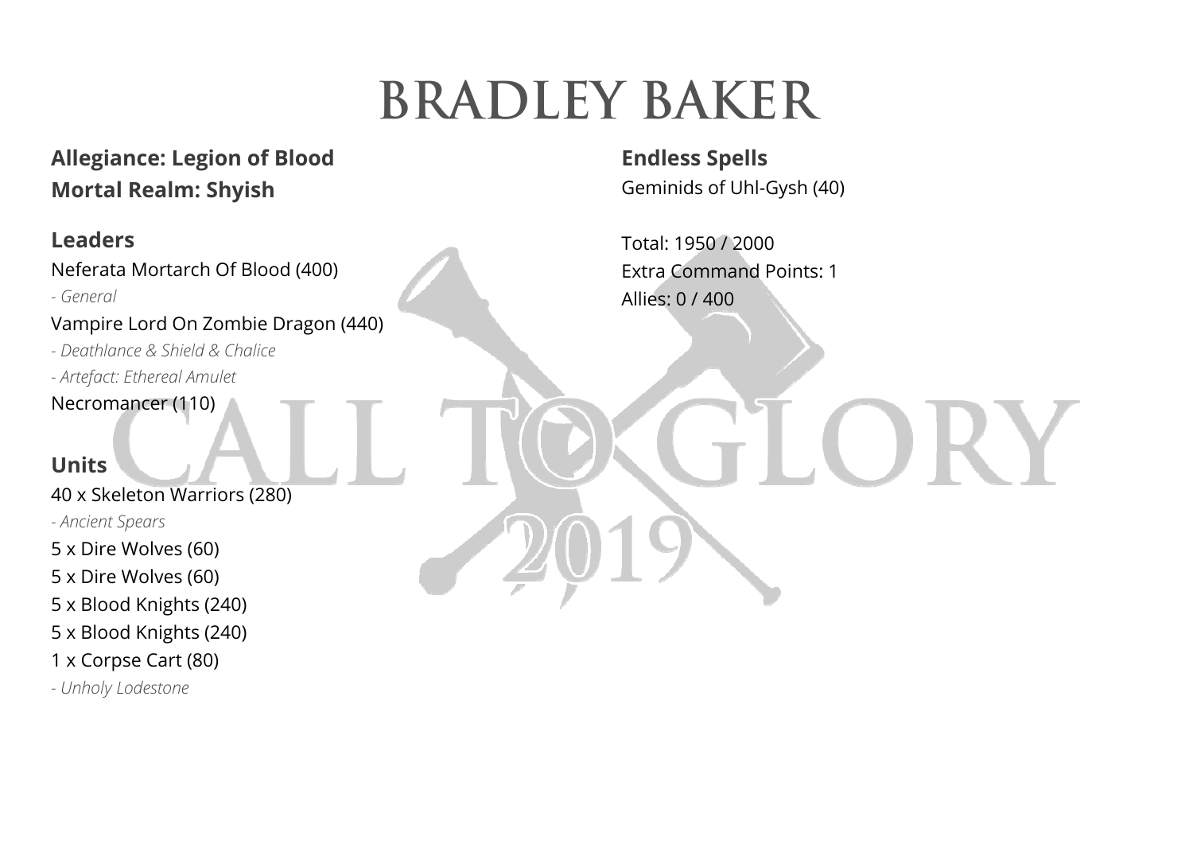# BRADLEY BAKER

**Allegiance: Legion of Blood**
**Mortal Realm: Shyish**

## Leaders

Neferata Mortarch Of Blood (400)
*- General*
Vampire Lord On Zombie Dragon (440)
*- Deathlance & Shield & Chalice*
*- Artefact: Ethereal Amulet*
Necromancer (110)

## Units

40 x Skeleton Warriors (280)
*- Ancient Spears*
5 x Dire Wolves (60)
5 x Dire Wolves (60)
5 x Blood Knights (240)
5 x Blood Knights (240)
1 x Corpse Cart (80)
*- Unholy Lodestone*

## Endless Spells

Geminids of Uhl-Gysh (40)

Total: 1950 / 2000
Extra Command Points: 1
Allies: 0 / 400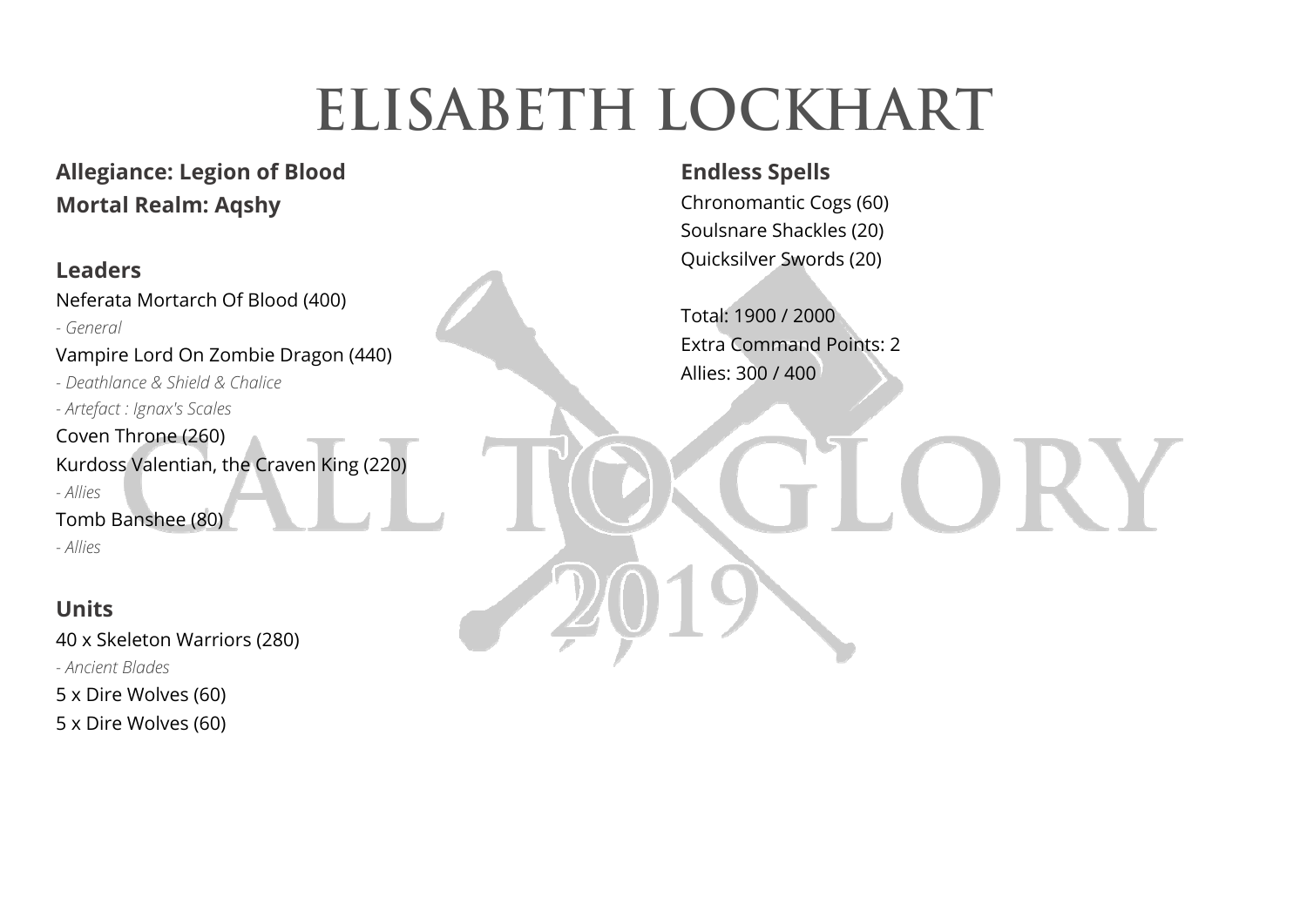# ELISABETH LOCKHART

**Allegiance: Legion of Blood**
**Mortal Realm: Aqshy**

## Leaders

Neferata Mortarch Of Blood (400)
*- General*
Vampire Lord On Zombie Dragon (440)
*- Deathlance & Shield & Chalice*
*- Artefact : Ignax's Scales*
Coven Throne (260)
Kurdoss Valentian, the Craven King (220)
*- Allies*
Tomb Banshee (80)
*- Allies*

## Units

40 x Skeleton Warriors (280)
*- Ancient Blades*
5 x Dire Wolves (60)
5 x Dire Wolves (60)

## Endless Spells

Chronomantic Cogs (60)
Soulsnare Shackles (20)
Quicksilver Swords (20)

Total: 1900 / 2000
Extra Command Points: 2
Allies: 300 / 400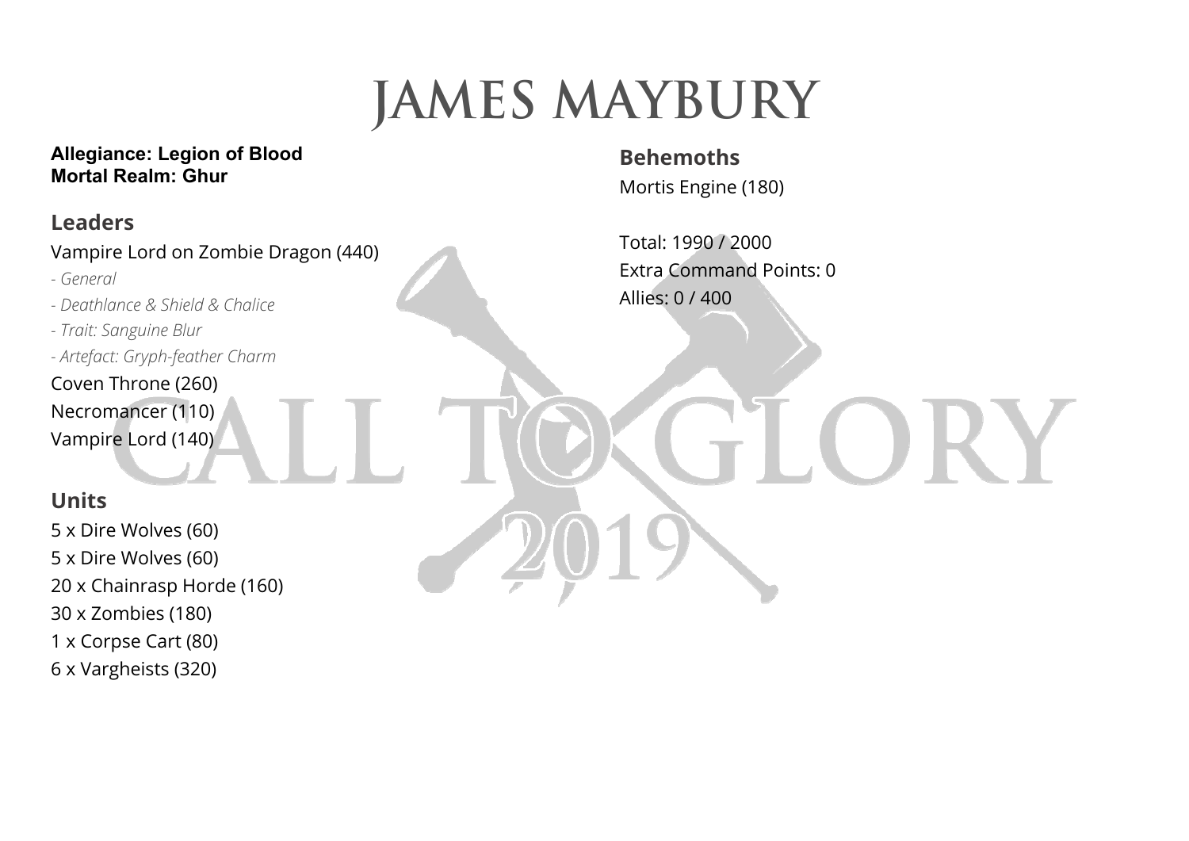# JAMES MAYBURY

**Allegiance: Legion of Blood**
**Mortal Realm: Ghur**

## Leaders

Vampire Lord on Zombie Dragon (440)
*- General*
*- Deathlance & Shield & Chalice*
*- Trait: Sanguine Blur*
*- Artefact: Gryph-feather Charm*
Coven Throne (260)
Necromancer (110)
Vampire Lord (140)

## Units

5 x Dire Wolves (60)
5 x Dire Wolves (60)
20 x Chainrasp Horde (160)
30 x Zombies (180)
1 x Corpse Cart (80)
6 x Vargheists (320)

## Behemoths

Mortis Engine (180)

Total: 1990 / 2000
Extra Command Points: 0
Allies: 0 / 400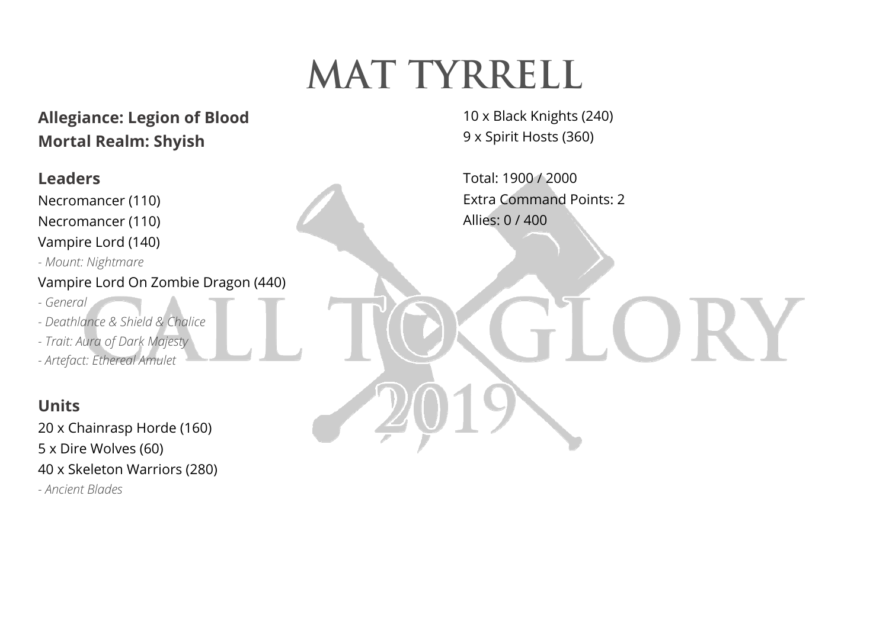# MAT TYRRELL

**Allegiance: Legion of Blood**
**Mortal Realm: Shyish**

## Leaders

Necromancer (110)
Necromancer (110)
Vampire Lord (140)
*- Mount: Nightmare*
Vampire Lord On Zombie Dragon (440)
*- General*
*- Deathlance & Shield & Chalice*
*- Trait: Aura of Dark Majesty*
*- Artefact: Ethereal Amulet*

## Units

20 x Chainrasp Horde (160)
5 x Dire Wolves (60)
40 x Skeleton Warriors (280)
*- Ancient Blades*
10 x Black Knights (240)
9 x Spirit Hosts (360)

Total: 1900 / 2000
Extra Command Points: 2
Allies: 0 / 400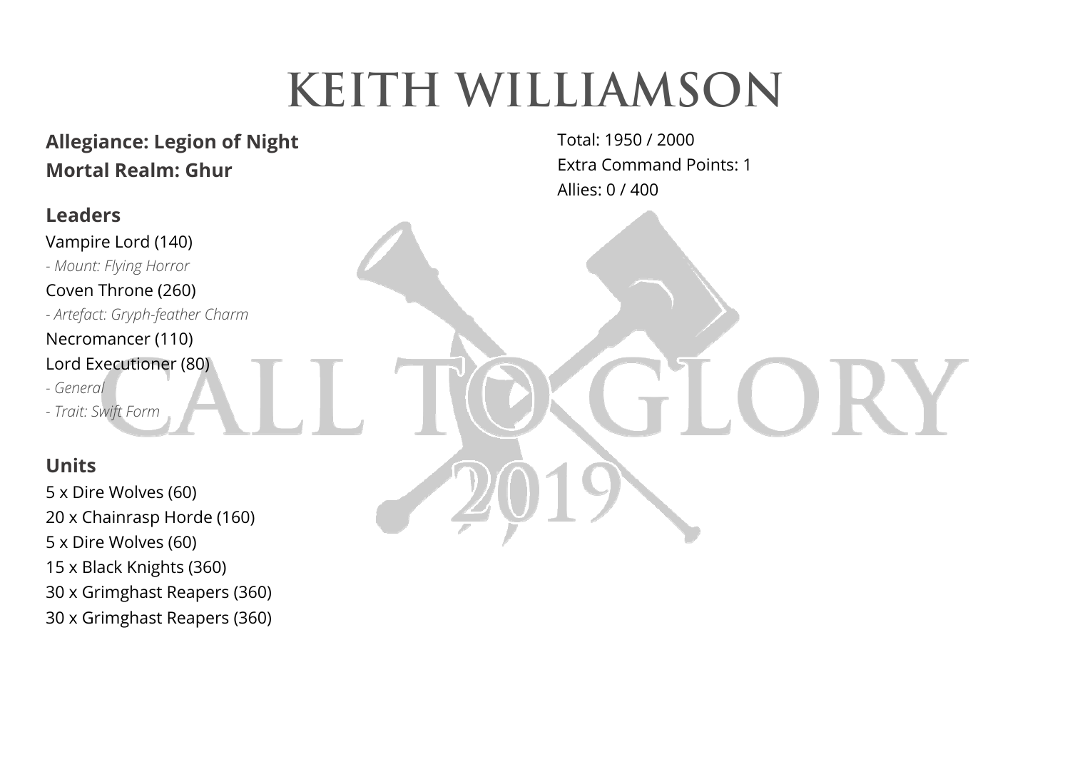# KEITH WILLIAMSON

**Allegiance: Legion of Night**
**Mortal Realm: Ghur**

Total: 1950 / 2000
Extra Command Points: 1
Allies: 0 / 400

## Leaders

Vampire Lord (140)
*- Mount: Flying Horror*
Coven Throne (260)
*- Artefact: Gryph-feather Charm*
Necromancer (110)
Lord Executioner (80)
*- General*
*- Trait: Swift Form*

## Units

5 x Dire Wolves (60)
20 x Chainrasp Horde (160)
5 x Dire Wolves (60)
15 x Black Knights (360)
30 x Grimghast Reapers (360)
30 x Grimghast Reapers (360)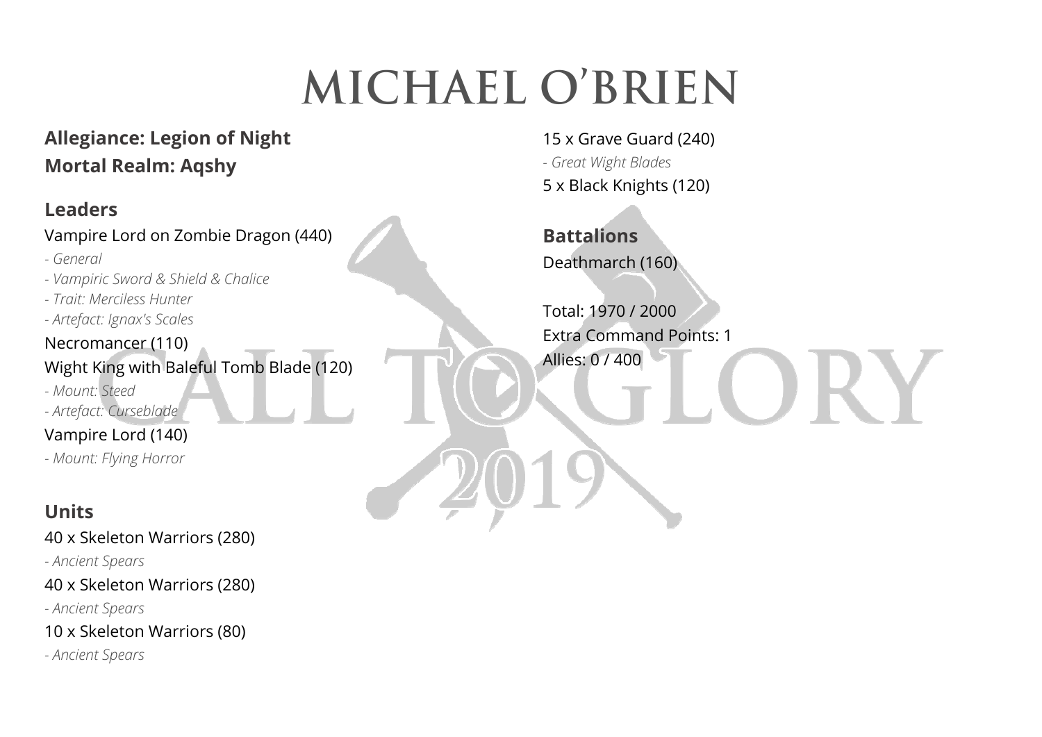# MICHAEL O'BRIEN

**Allegiance: Legion of Night**
**Mortal Realm: Aqshy**

## Leaders

Vampire Lord on Zombie Dragon (440)
- *General*
- *Vampiric Sword & Shield & Chalice*
- *Trait: Merciless Hunter*
- *Artefact: Ignax's Scales*

Necromancer (110)

Wight King with Baleful Tomb Blade (120)
- *Mount: Steed*
- *Artefact: Curseblade*

Vampire Lord (140)
- *Mount: Flying Horror*

## Units

40 x Skeleton Warriors (280)
- *Ancient Spears*

40 x Skeleton Warriors (280)
- *Ancient Spears*

10 x Skeleton Warriors (80)
- *Ancient Spears*

15 x Grave Guard (240)
- *Great Wight Blades*

5 x Black Knights (120)

## Battalions

Deathmarch (160)

Total: 1970 / 2000
Extra Command Points: 1
Allies: 0 / 400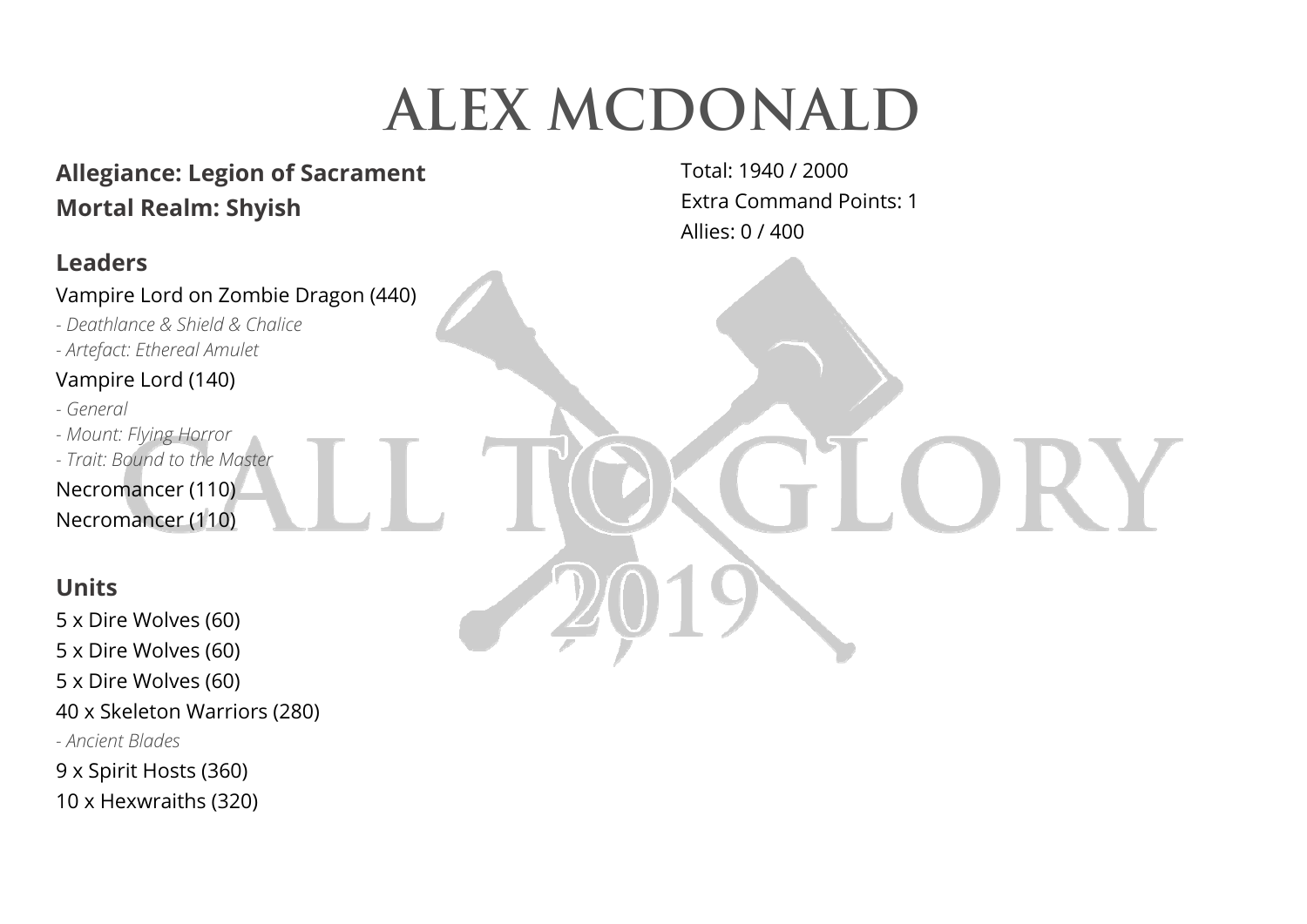# ALEX MCDONALD

**Allegiance: Legion of Sacrament**
**Mortal Realm: Shyish**

Total: 1940 / 2000
Extra Command Points: 1
Allies: 0 / 400

## Leaders

Vampire Lord on Zombie Dragon (440)
- *Deathlance & Shield & Chalice*
- *Artefact: Ethereal Amulet*

Vampire Lord (140)
- *General*
- *Mount: Flying Horror*
- *Trait: Bound to the Master*

Necromancer (110)

Necromancer (110)

## Units

5 x Dire Wolves (60)

5 x Dire Wolves (60)

5 x Dire Wolves (60)

40 x Skeleton Warriors (280)
- *Ancient Blades*

9 x Spirit Hosts (360)

10 x Hexwraiths (320)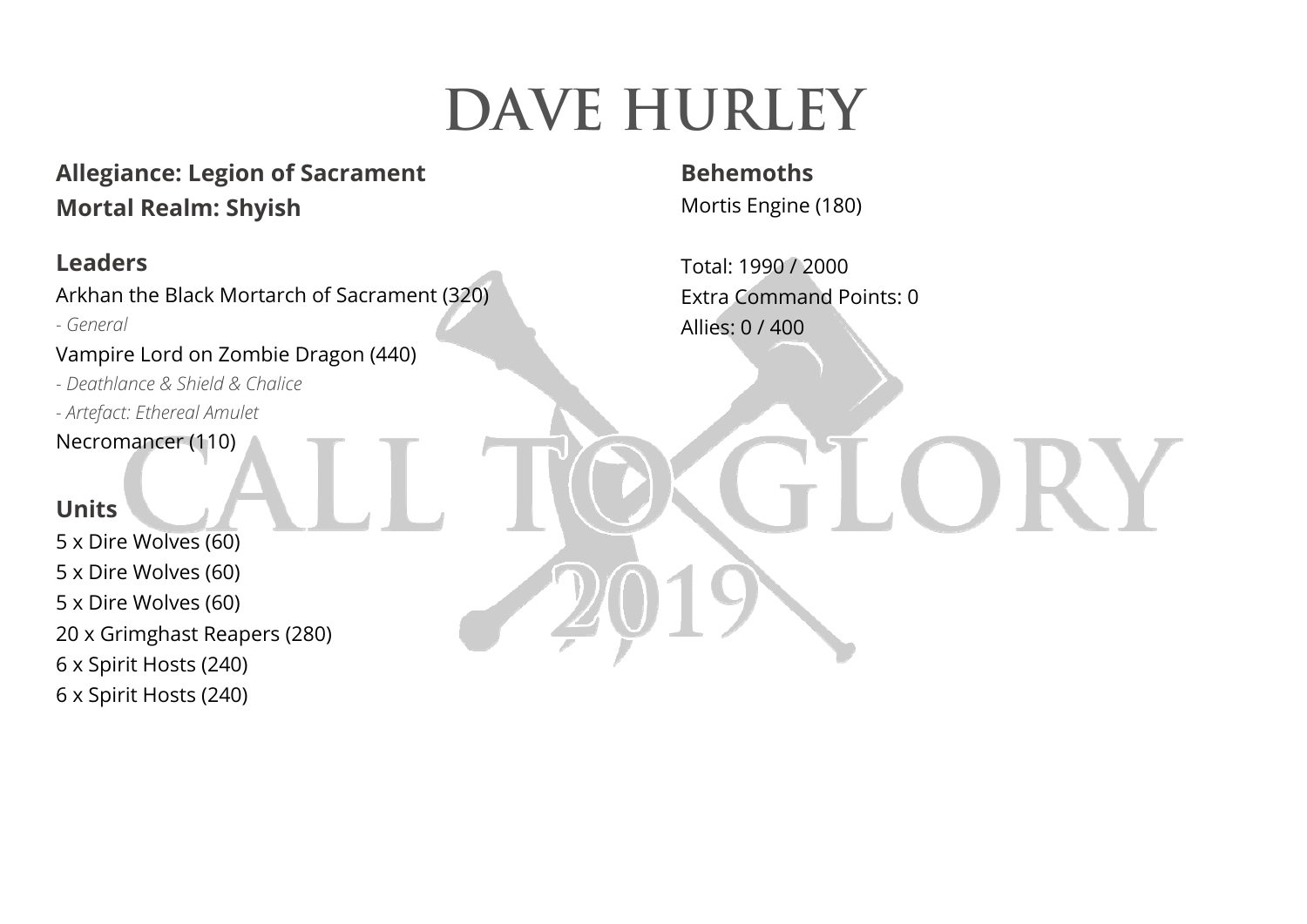# DAVE HURLEY

**Allegiance: Legion of Sacrament**
**Mortal Realm: Shyish**

## Leaders

Arkhan the Black Mortarch of Sacrament (320)
*- General*
Vampire Lord on Zombie Dragon (440)
*- Deathlance & Shield & Chalice*
*- Artefact: Ethereal Amulet*
Necromancer (110)

## Units

5 x Dire Wolves (60)
5 x Dire Wolves (60)
5 x Dire Wolves (60)
20 x Grimghast Reapers (280)
6 x Spirit Hosts (240)
6 x Spirit Hosts (240)

## Behemoths

Mortis Engine (180)

Total: 1990 / 2000
Extra Command Points: 0
Allies: 0 / 400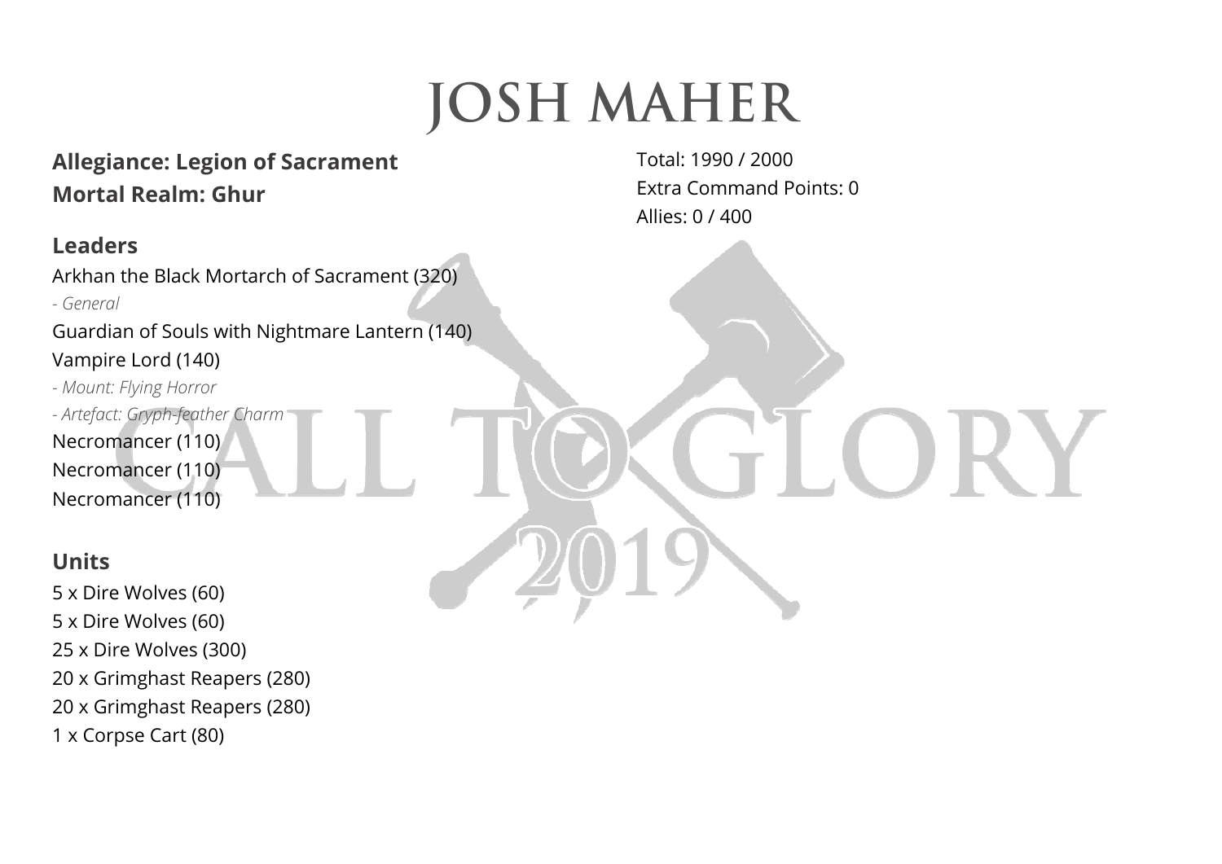# JOSH MAHER

**Allegiance: Legion of Sacrament**
**Mortal Realm: Ghur**

Total: 1990 / 2000
Extra Command Points: 0
Allies: 0 / 400

## Leaders

Arkhan the Black Mortarch of Sacrament (320)
*- General*
Guardian of Souls with Nightmare Lantern (140)
Vampire Lord (140)
*- Mount: Flying Horror*
*- Artefact: Gryph-feather Charm*
Necromancer (110)
Necromancer (110)
Necromancer (110)

## Units

5 x Dire Wolves (60)
5 x Dire Wolves (60)
25 x Dire Wolves (300)
20 x Grimghast Reapers (280)
20 x Grimghast Reapers (280)
1 x Corpse Cart (80)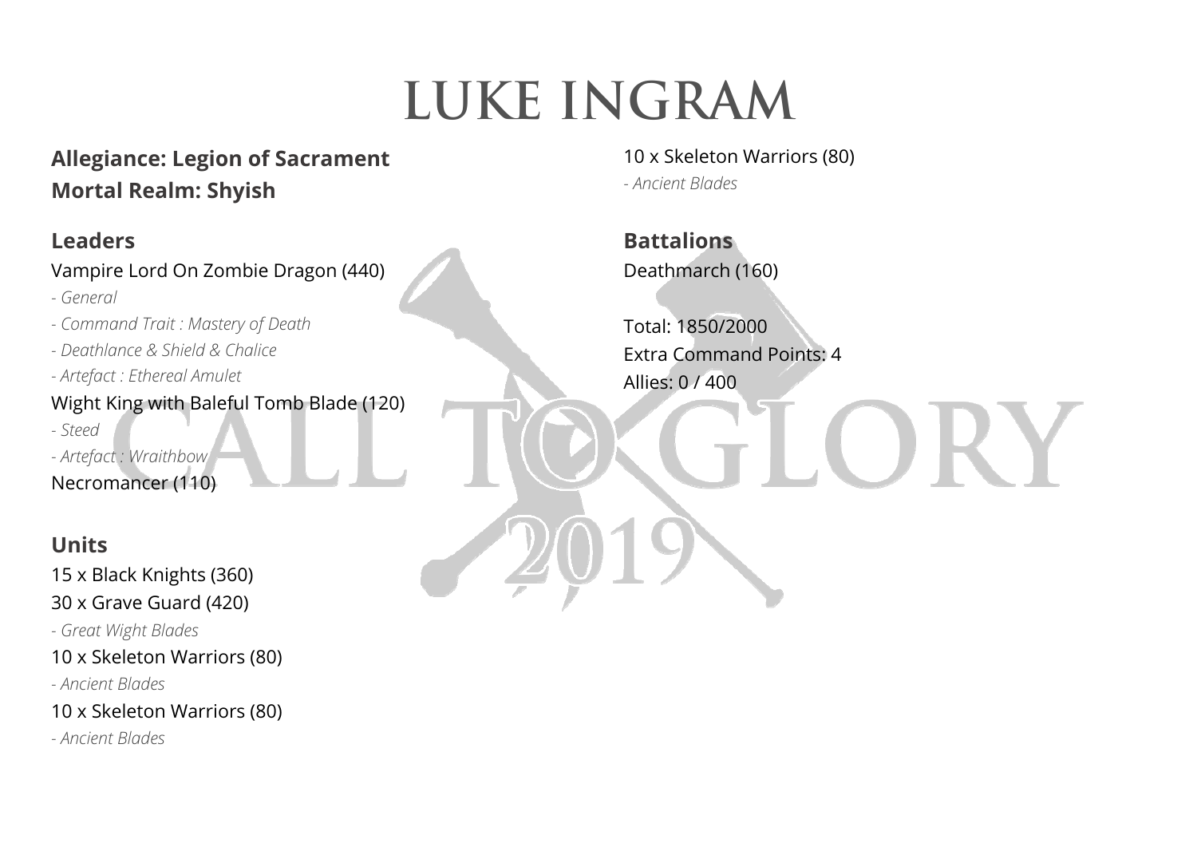# LUKE INGRAM

**Allegiance: Legion of Sacrament**
**Mortal Realm: Shyish**

## Leaders

Vampire Lord On Zombie Dragon (440)
- *General*
- *Command Trait : Mastery of Death*
- *Deathlance & Shield & Chalice*
- *Artefact : Ethereal Amulet*

Wight King with Baleful Tomb Blade (120)
- *Steed*
- *Artefact : Wraithbow*

Necromancer (110)

## Units

15 x Black Knights (360)

30 x Grave Guard (420)
- *Great Wight Blades*

10 x Skeleton Warriors (80)
- *Ancient Blades*

10 x Skeleton Warriors (80)
- *Ancient Blades*

10 x Skeleton Warriors (80)
- *Ancient Blades*

## Battalions

Deathmarch (160)

Total: 1850/2000
Extra Command Points: 4
Allies: 0 / 400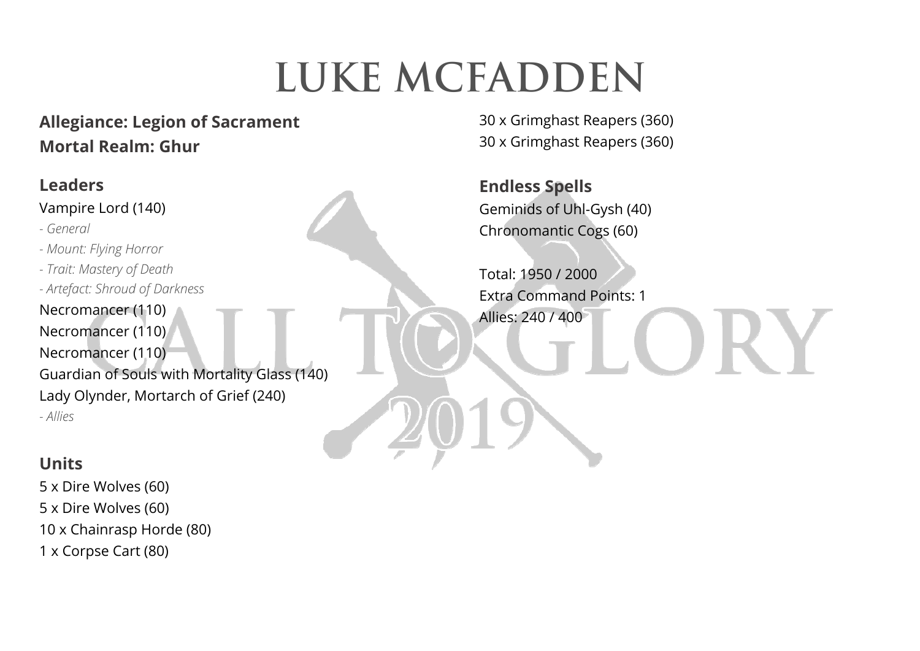# LUKE MCFADDEN

**Allegiance: Legion of Sacrament**
**Mortal Realm: Ghur**

## Leaders

Vampire Lord (140)
*- General*
*- Mount: Flying Horror*
*- Trait: Mastery of Death*
*- Artefact: Shroud of Darkness*
Necromancer (110)
Necromancer (110)
Necromancer (110)
Guardian of Souls with Mortality Glass (140)
Lady Olynder, Mortarch of Grief (240)
*- Allies*

## Units

5 x Dire Wolves (60)
5 x Dire Wolves (60)
10 x Chainrasp Horde (80)
1 x Corpse Cart (80)
30 x Grimghast Reapers (360)
30 x Grimghast Reapers (360)

## Endless Spells

Geminids of Uhl-Gysh (40)
Chronomantic Cogs (60)

Total: 1950 / 2000
Extra Command Points: 1
Allies: 240 / 400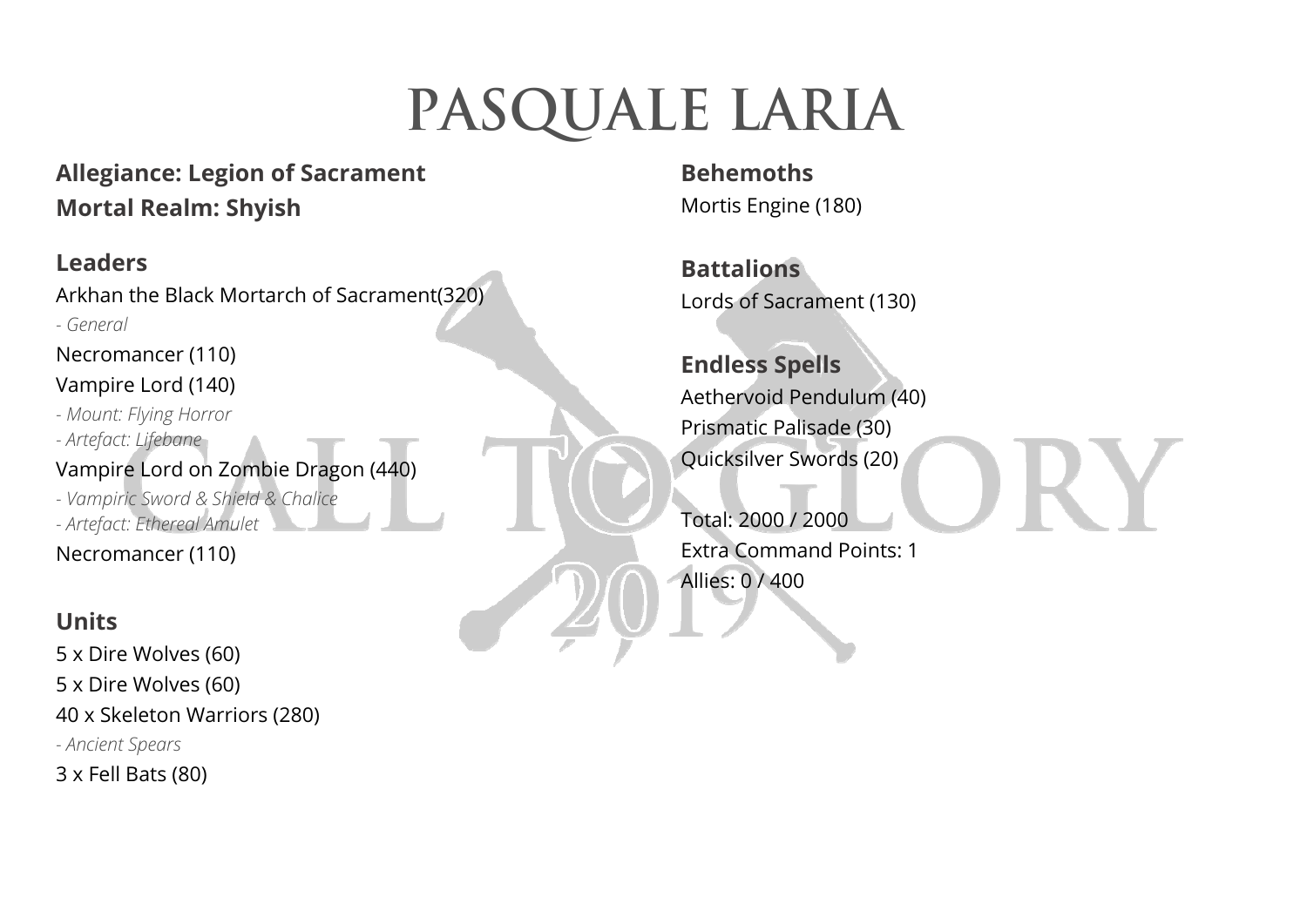# PASQUALE LARIA

**Allegiance: Legion of Sacrament**
**Mortal Realm: Shyish**

## Leaders

Arkhan the Black Mortarch of Sacrament(320)
*- General*

Necromancer (110)

Vampire Lord (140)
*- Mount: Flying Horror*
*- Artefact: Lifebane*

Vampire Lord on Zombie Dragon (440)
*- Vampiric Sword & Shield & Chalice*
*- Artefact: Ethereal Amulet*

Necromancer (110)

## Units

5 x Dire Wolves (60)

5 x Dire Wolves (60)

40 x Skeleton Warriors (280)
*- Ancient Spears*

3 x Fell Bats (80)

## Behemoths

Mortis Engine (180)

## Battalions

Lords of Sacrament (130)

## Endless Spells

Aethervoid Pendulum (40)

Prismatic Palisade (30)

Quicksilver Swords (20)

Total: 2000 / 2000
Extra Command Points: 1
Allies: 0 / 400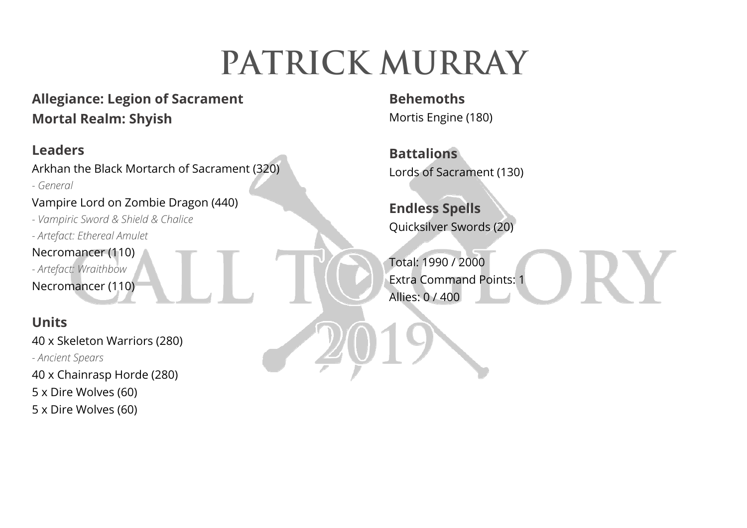# PATRICK MURRAY

**Allegiance: Legion of Sacrament**
**Mortal Realm: Shyish**

## Leaders

Arkhan the Black Mortarch of Sacrament (320)
*- General*
Vampire Lord on Zombie Dragon (440)
*- Vampiric Sword & Shield & Chalice*
*- Artefact: Ethereal Amulet*
Necromancer (110)
*- Artefact: Wraithbow*
Necromancer (110)

## Units

40 x Skeleton Warriors (280)
*- Ancient Spears*
40 x Chainrasp Horde (280)
5 x Dire Wolves (60)
5 x Dire Wolves (60)

## Behemoths

Mortis Engine (180)

## Battalions

Lords of Sacrament (130)

## Endless Spells

Quicksilver Swords (20)

Total: 1990 / 2000
Extra Command Points: 1
Allies: 0 / 400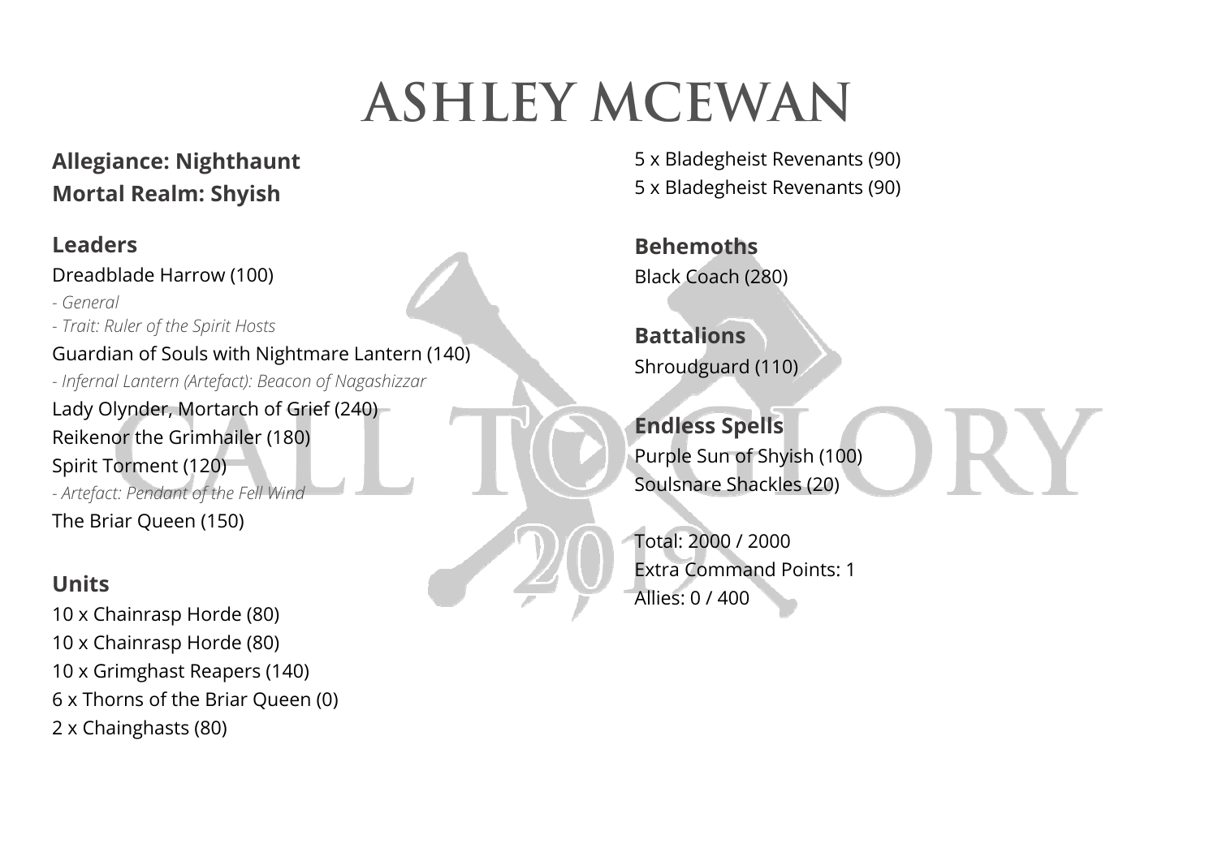# ASHLEY MCEWAN

**Allegiance: Nighthaunt**
**Mortal Realm: Shyish**

### Leaders

Dreadblade Harrow (100)
*- General*
*- Trait: Ruler of the Spirit Hosts*
Guardian of Souls with Nightmare Lantern (140)
*- Infernal Lantern (Artefact): Beacon of Nagashizzar*
Lady Olynder, Mortarch of Grief (240)
Reikenor the Grimhailer (180)
Spirit Torment (120)
*- Artefact: Pendant of the Fell Wind*
The Briar Queen (150)

### Units

10 x Chainrasp Horde (80)
10 x Chainrasp Horde (80)
10 x Grimghast Reapers (140)
6 x Thorns of the Briar Queen (0)
2 x Chainghasts (80)
5 x Bladegheist Revenants (90)
5 x Bladegheist Revenants (90)

### Behemoths

Black Coach (280)

### Battalions

Shroudguard (110)

### Endless Spells

Purple Sun of Shyish (100)
Soulsnare Shackles (20)

Total: 2000 / 2000
Extra Command Points: 1
Allies: 0 / 400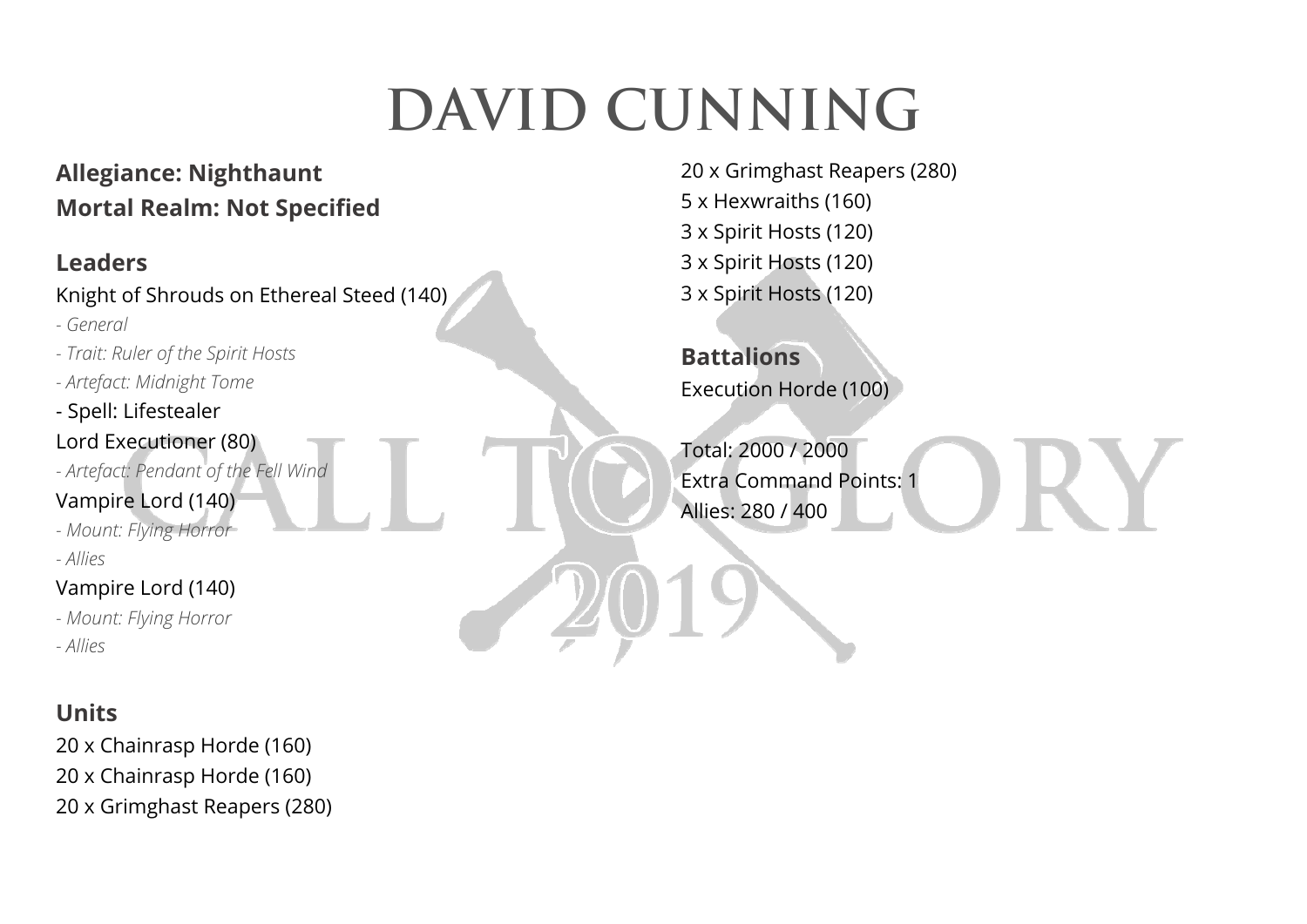# DAVID CUNNING

**Allegiance: Nighthaunt**
**Mortal Realm: Not Specified**

## Leaders

Knight of Shrouds on Ethereal Steed (140)
- *General*
- *Trait: Ruler of the Spirit Hosts*
- *Artefact: Midnight Tome*
- Spell: Lifestealer

Lord Executioner (80)
- *Artefact: Pendant of the Fell Wind*

Vampire Lord (140)
- *Mount: Flying Horror*
- *Allies*

Vampire Lord (140)
- *Mount: Flying Horror*
- *Allies*

## Units

20 x Chainrasp Horde (160)
20 x Chainrasp Horde (160)
20 x Grimghast Reapers (280)
20 x Grimghast Reapers (280)
5 x Hexwraiths (160)
3 x Spirit Hosts (120)
3 x Spirit Hosts (120)
3 x Spirit Hosts (120)

## Battalions

Execution Horde (100)

Total: 2000 / 2000
Extra Command Points: 1
Allies: 280 / 400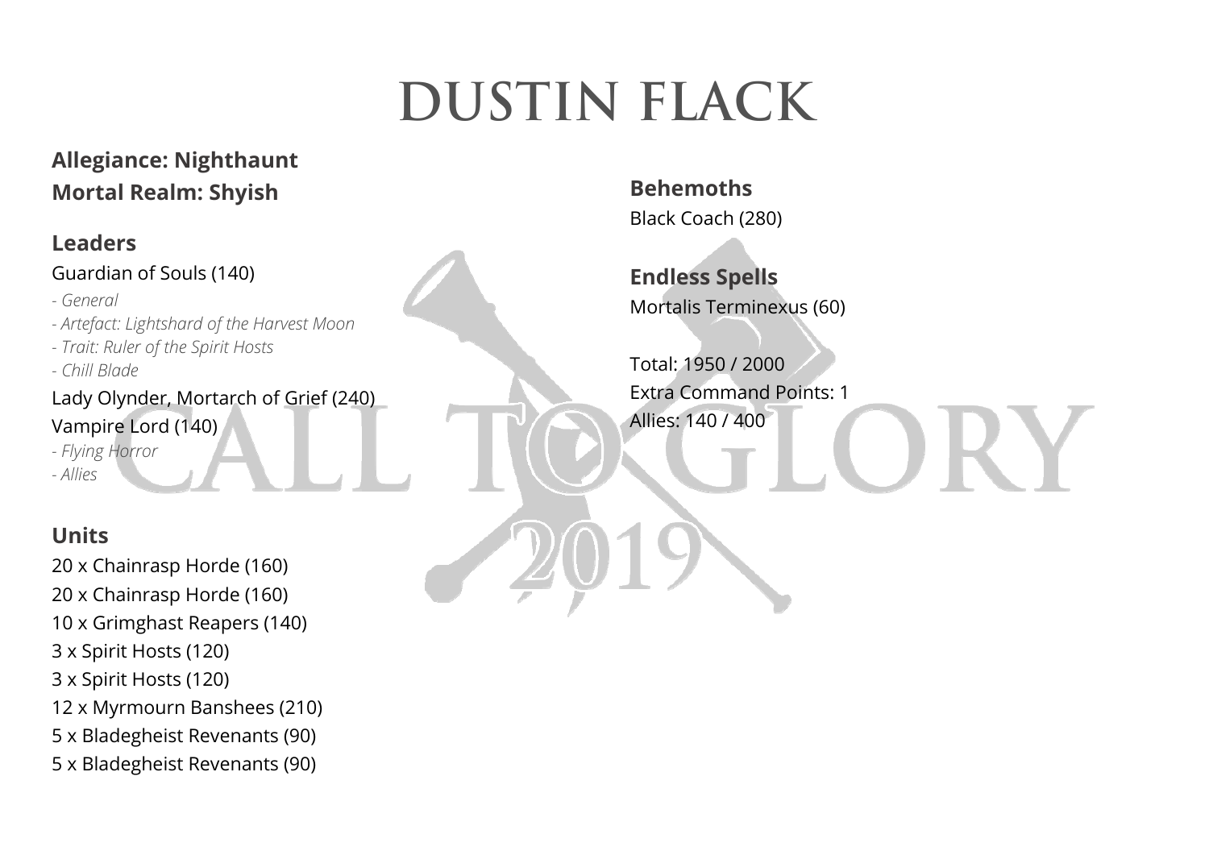# DUSTIN FLACK

**Allegiance: Nighthaunt**
**Mortal Realm: Shyish**

## Leaders

Guardian of Souls (140)
- *General*
- *Artefact: Lightshard of the Harvest Moon*
- *Trait: Ruler of the Spirit Hosts*
- *Chill Blade*

Lady Olynder, Mortarch of Grief (240)

Vampire Lord (140)
- *Flying Horror*
- *Allies*

## Units

20 x Chainrasp Horde (160)
20 x Chainrasp Horde (160)
10 x Grimghast Reapers (140)
3 x Spirit Hosts (120)
3 x Spirit Hosts (120)
12 x Myrmourn Banshees (210)
5 x Bladegheist Revenants (90)
5 x Bladegheist Revenants (90)

## Behemoths

Black Coach (280)

## Endless Spells

Mortalis Terminexus (60)

Total: 1950 / 2000
Extra Command Points: 1
Allies: 140 / 400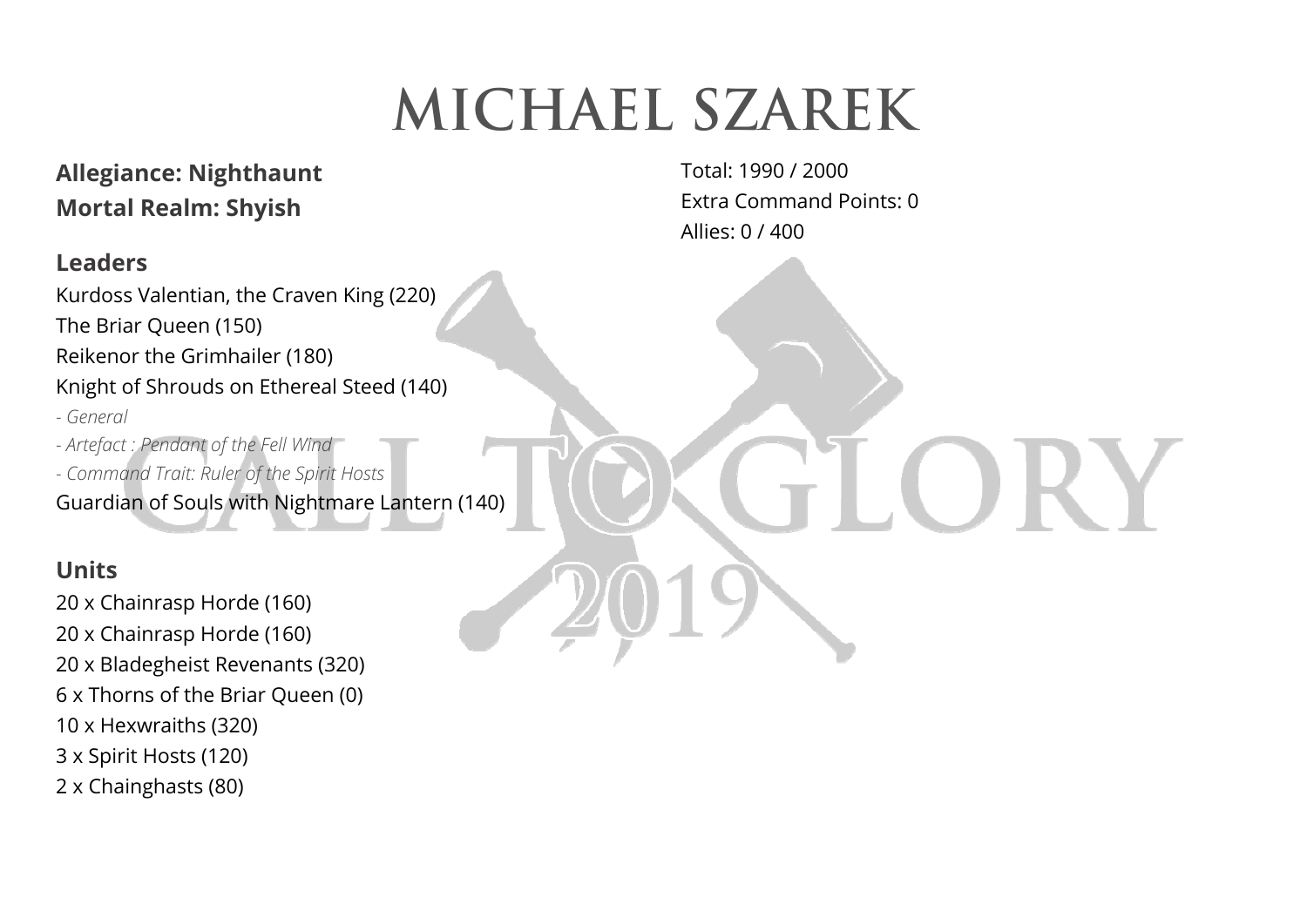# MICHAEL SZAREK

**Allegiance: Nighthaunt**
**Mortal Realm: Shyish**

Total: 1990 / 2000
Extra Command Points: 0
Allies: 0 / 400

## Leaders

Kurdoss Valentian, the Craven King (220)
The Briar Queen (150)
Reikenor the Grimhailer (180)
Knight of Shrouds on Ethereal Steed (140)
*- General*
*- Artefact : Pendant of the Fell Wind*
*- Command Trait: Ruler of the Spirit Hosts*
Guardian of Souls with Nightmare Lantern (140)

## Units

20 x Chainrasp Horde (160)
20 x Chainrasp Horde (160)
20 x Bladegheist Revenants (320)
6 x Thorns of the Briar Queen (0)
10 x Hexwraiths (320)
3 x Spirit Hosts (120)
2 x Chainghasts (80)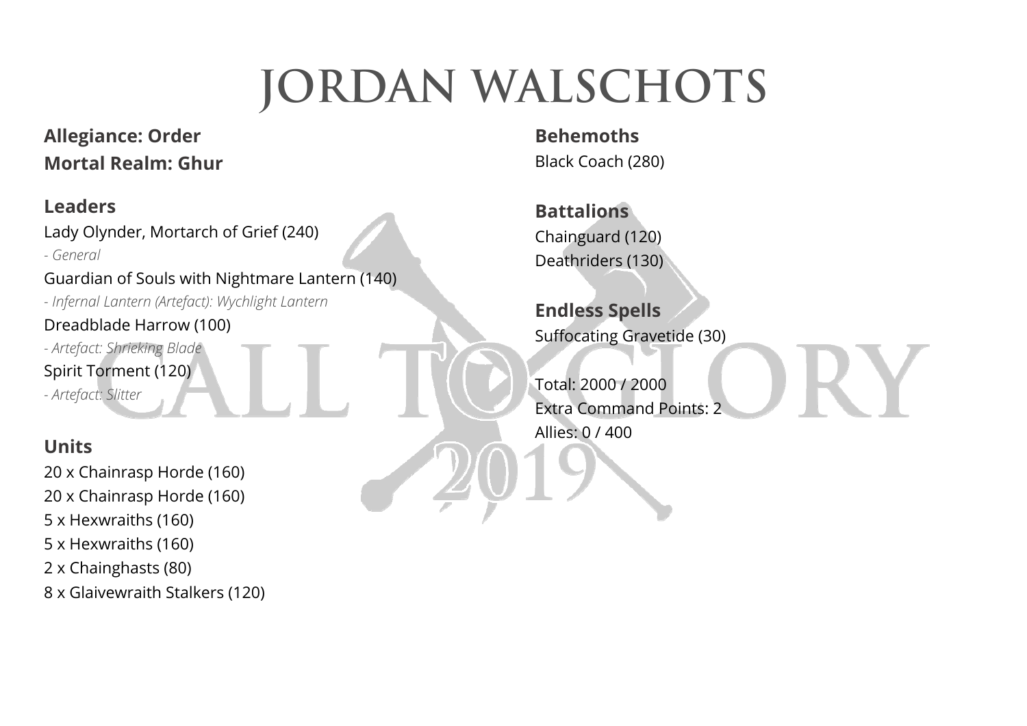# JORDAN WALSCHOTS

**Allegiance: Order**
**Mortal Realm: Ghur**

### Leaders

Lady Olynder, Mortarch of Grief (240)
*- General*
Guardian of Souls with Nightmare Lantern (140)
*- Infernal Lantern (Artefact): Wychlight Lantern*
Dreadblade Harrow (100)
*- Artefact: Shrieking Blade*
Spirit Torment (120)
*- Artefact: Slitter*

### Units

20 x Chainrasp Horde (160)
20 x Chainrasp Horde (160)
5 x Hexwraiths (160)
5 x Hexwraiths (160)
2 x Chainghasts (80)
8 x Glaivewraith Stalkers (120)

### Behemoths

Black Coach (280)

### Battalions

Chainguard (120)
Deathriders (130)

### Endless Spells

Suffocating Gravetide (30)

Total: 2000 / 2000
Extra Command Points: 2
Allies: 0 / 400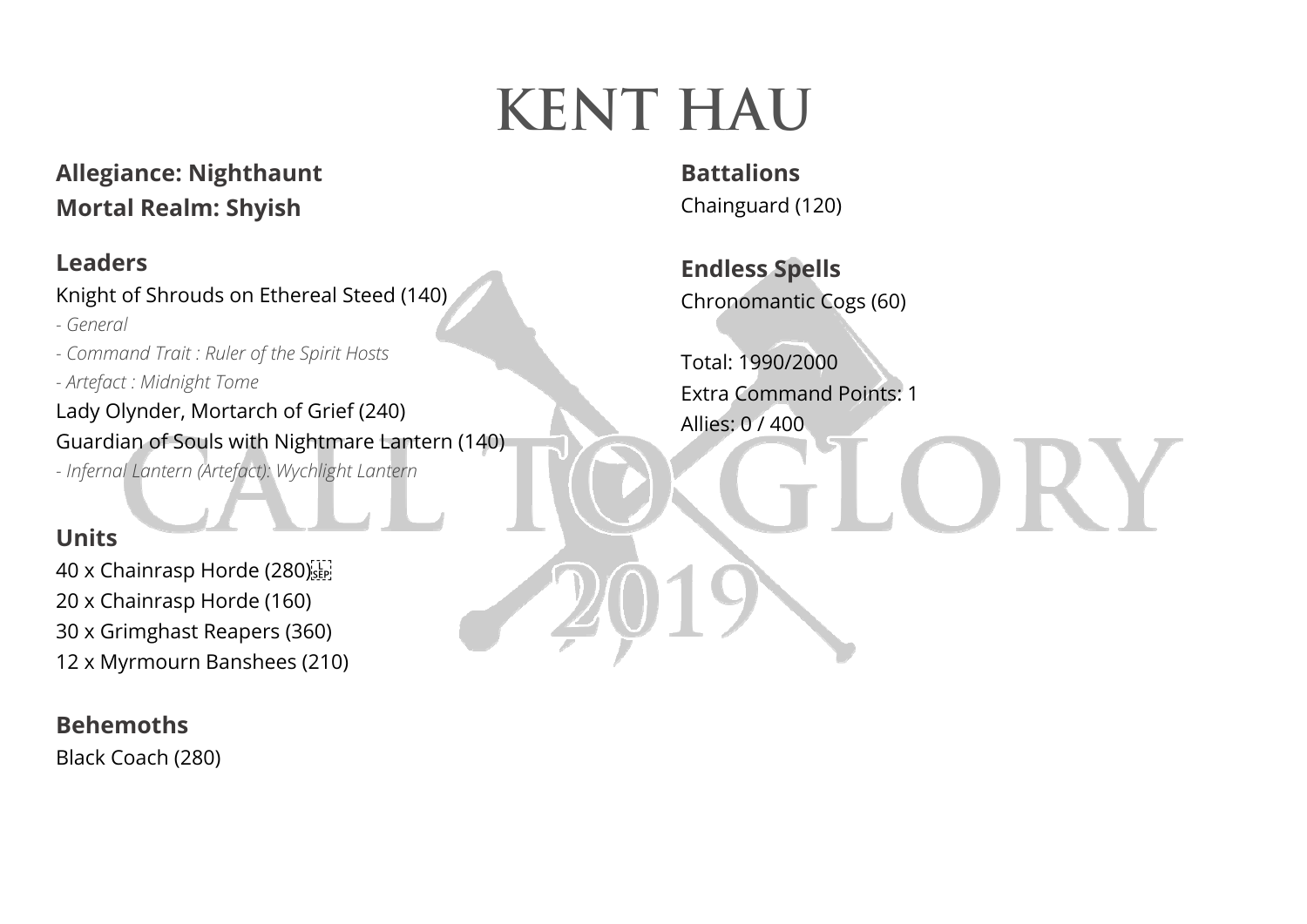# KENT HAU

**Allegiance: Nighthaunt**
**Mortal Realm: Shyish**

## Leaders

Knight of Shrouds on Ethereal Steed (140)
*- General*
*- Command Trait : Ruler of the Spirit Hosts*
*- Artefact : Midnight Tome*
Lady Olynder, Mortarch of Grief (240)
Guardian of Souls with Nightmare Lantern (140)
*- Infernal Lantern (Artefact): Wychlight Lantern*

## Units

40 x Chainrasp Horde (280)
20 x Chainrasp Horde (160)
30 x Grimghast Reapers (360)
12 x Myrmourn Banshees (210)

## Behemoths

Black Coach (280)

## Battalions

Chainguard (120)

## Endless Spells

Chronomantic Cogs (60)

Total: 1990/2000
Extra Command Points: 1
Allies: 0 / 400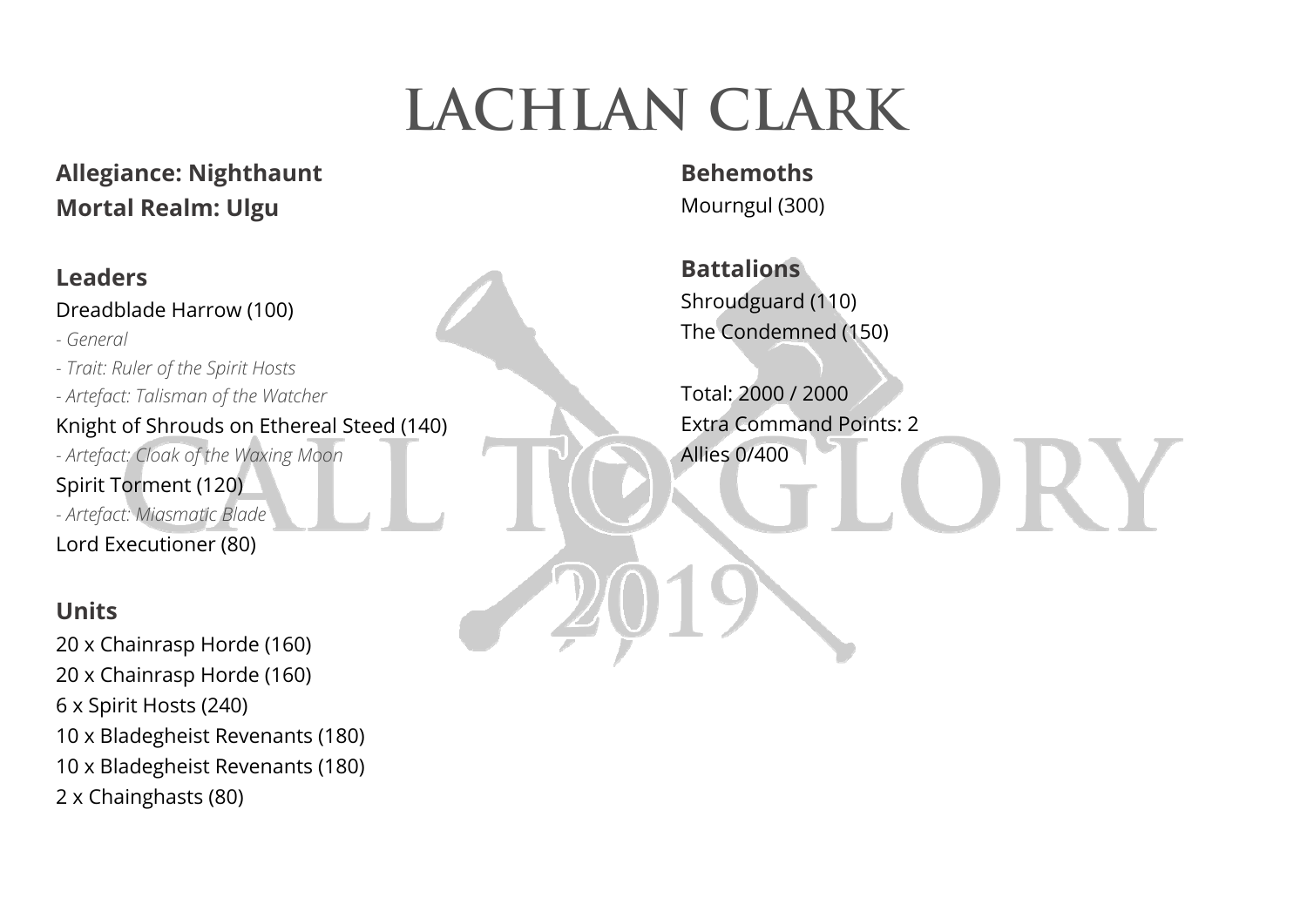# LACHLAN CLARK

**Allegiance: Nighthaunt**
**Mortal Realm: Ulgu**

## Leaders

Dreadblade Harrow (100)
*- General*
*- Trait: Ruler of the Spirit Hosts*
*- Artefact: Talisman of the Watcher*
Knight of Shrouds on Ethereal Steed (140)
*- Artefact: Cloak of the Waxing Moon*
Spirit Torment (120)
*- Artefact: Miasmatic Blade*
Lord Executioner (80)

## Units

20 x Chainrasp Horde (160)
20 x Chainrasp Horde (160)
6 x Spirit Hosts (240)
10 x Bladegheist Revenants (180)
10 x Bladegheist Revenants (180)
2 x Chainghasts (80)

## Behemoths

Mourngul (300)

## Battalions

Shroudguard (110)
The Condemned (150)

Total: 2000 / 2000
Extra Command Points: 2
Allies 0/400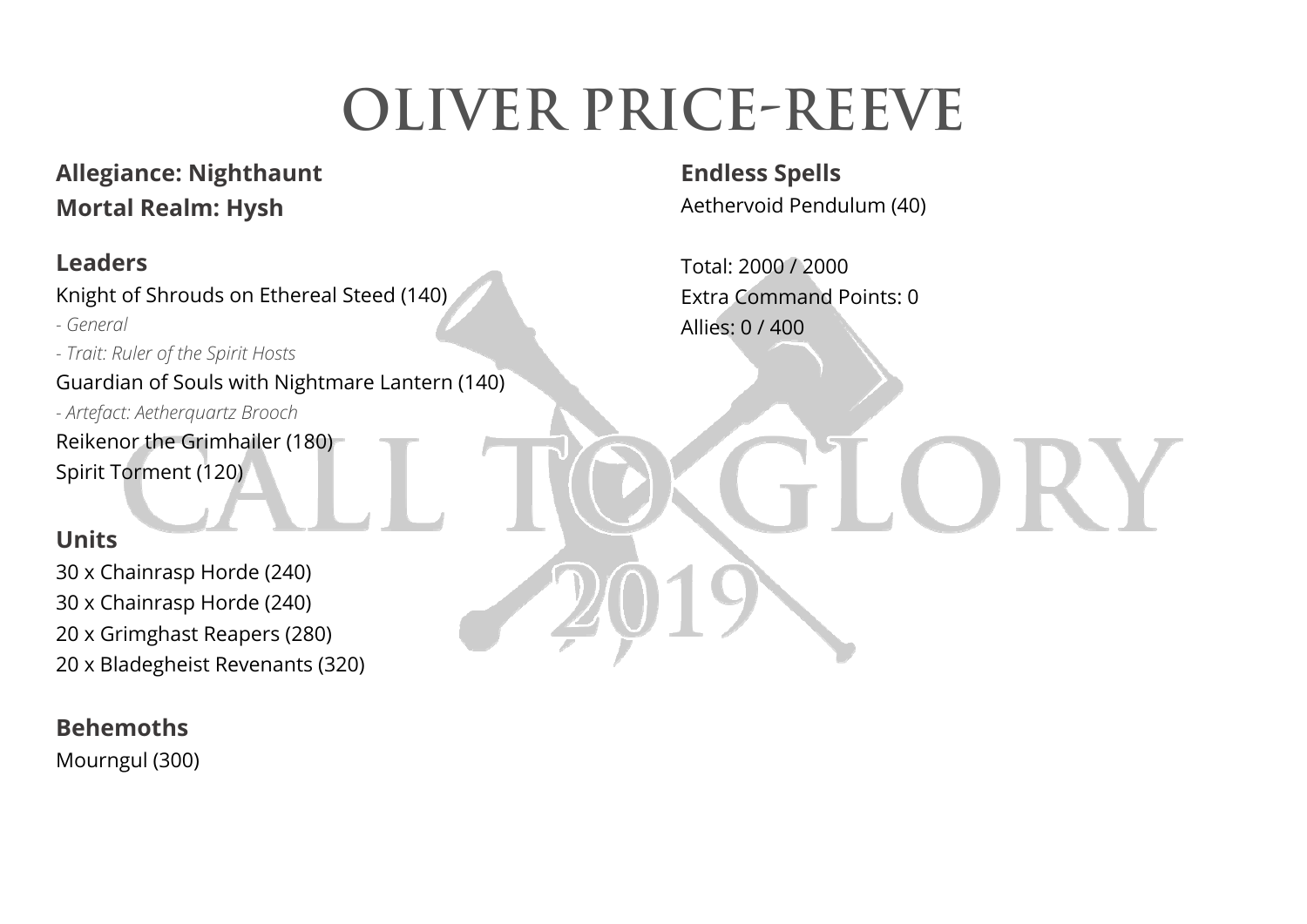# OLIVER PRICE-REEVE

**Allegiance: Nighthaunt**
**Mortal Realm: Hysh**

## Leaders

Knight of Shrouds on Ethereal Steed (140)
*- General*
*- Trait: Ruler of the Spirit Hosts*
Guardian of Souls with Nightmare Lantern (140)
*- Artefact: Aetherquartz Brooch*
Reikenor the Grimhailer (180)
Spirit Torment (120)

## Units

30 x Chainrasp Horde (240)
30 x Chainrasp Horde (240)
20 x Grimghast Reapers (280)
20 x Bladegheist Revenants (320)

## Behemoths

Mourngul (300)

## Endless Spells

Aethervoid Pendulum (40)

Total: 2000 / 2000
Extra Command Points: 0
Allies: 0 / 400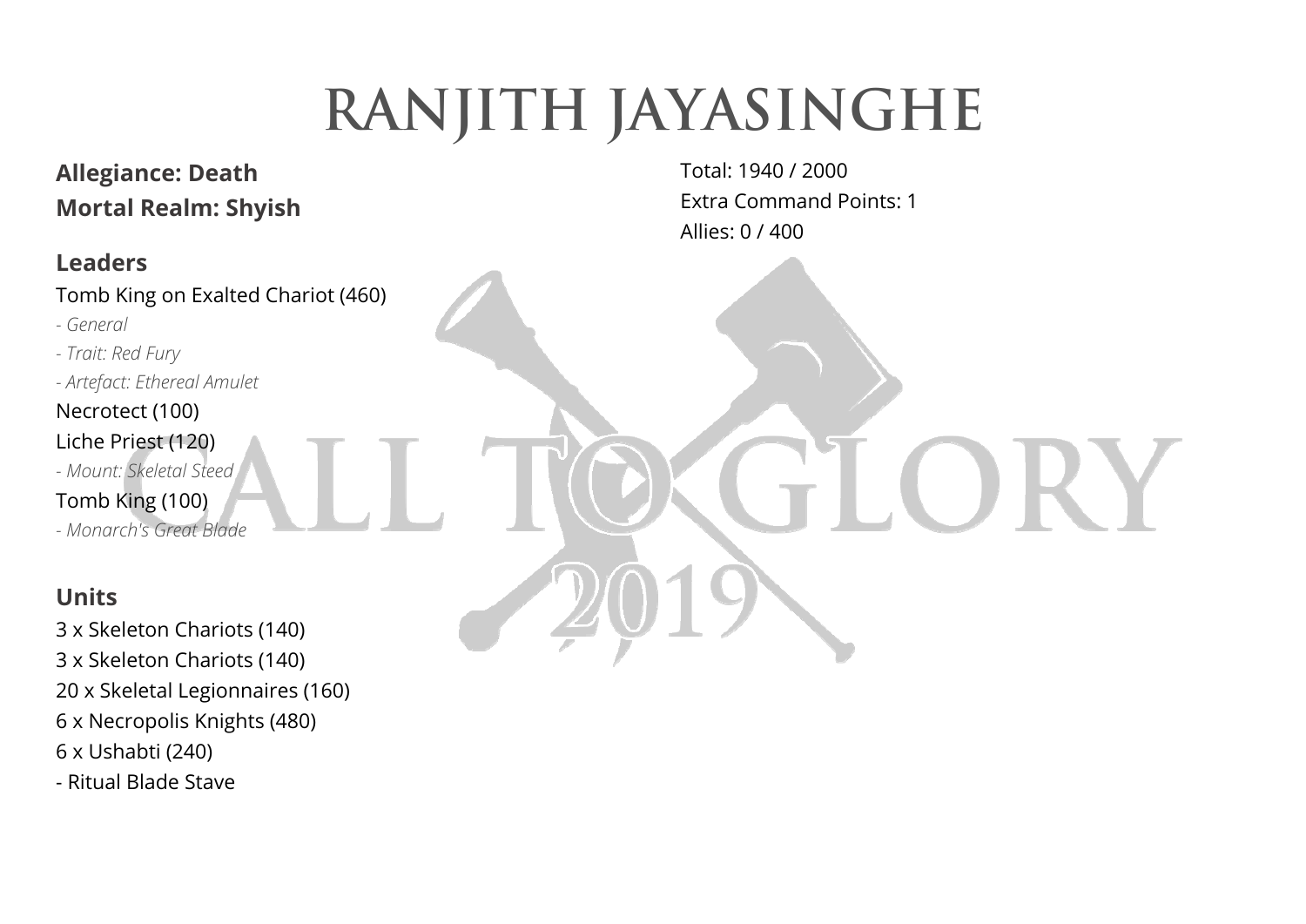# RANJITH JAYASINGHE

**Allegiance: Death**
**Mortal Realm: Shyish**

Total: 1940 / 2000
Extra Command Points: 1
Allies: 0 / 400

## Leaders

Tomb King on Exalted Chariot (460)
- *General*
- *Trait: Red Fury*
- *Artefact: Ethereal Amulet*

Necrotect (100)

Liche Priest (120)
- *Mount: Skeletal Steed*

Tomb King (100)
- *Monarch's Great Blade*

## Units

3 x Skeleton Chariots (140)
3 x Skeleton Chariots (140)
20 x Skeletal Legionnaires (160)
6 x Necropolis Knights (480)
6 x Ushabti (240)
- Ritual Blade Stave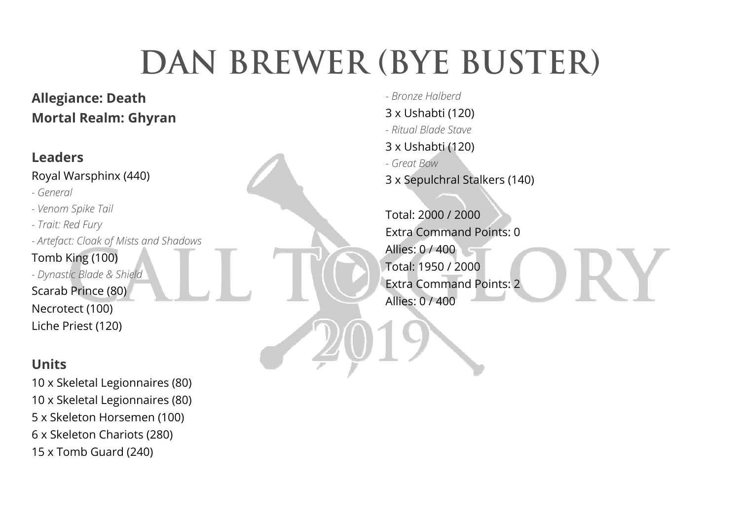# DAN BREWER (BYE BUSTER)

**Allegiance: Death**
**Mortal Realm: Ghyran**

### Leaders

Royal Warsphinx (440)
*- General*
*- Venom Spike Tail*
*- Trait: Red Fury*
*- Artefact: Cloak of Mists and Shadows*
Tomb King (100)
*- Dynastic Blade & Shield*
Scarab Prince (80)
Necrotect (100)
Liche Priest (120)

### Units

10 x Skeletal Legionnaires (80)
10 x Skeletal Legionnaires (80)
5 x Skeleton Horsemen (100)
6 x Skeleton Chariots (280)
15 x Tomb Guard (240)
*- Bronze Halberd*
3 x Ushabti (120)
*- Ritual Blade Stave*
3 x Ushabti (120)
*- Great Bow*
3 x Sepulchral Stalkers (140)

Total: 2000 / 2000
Extra Command Points: 0
Allies: 0 / 400
Total: 1950 / 2000
Extra Command Points: 2
Allies: 0 / 400